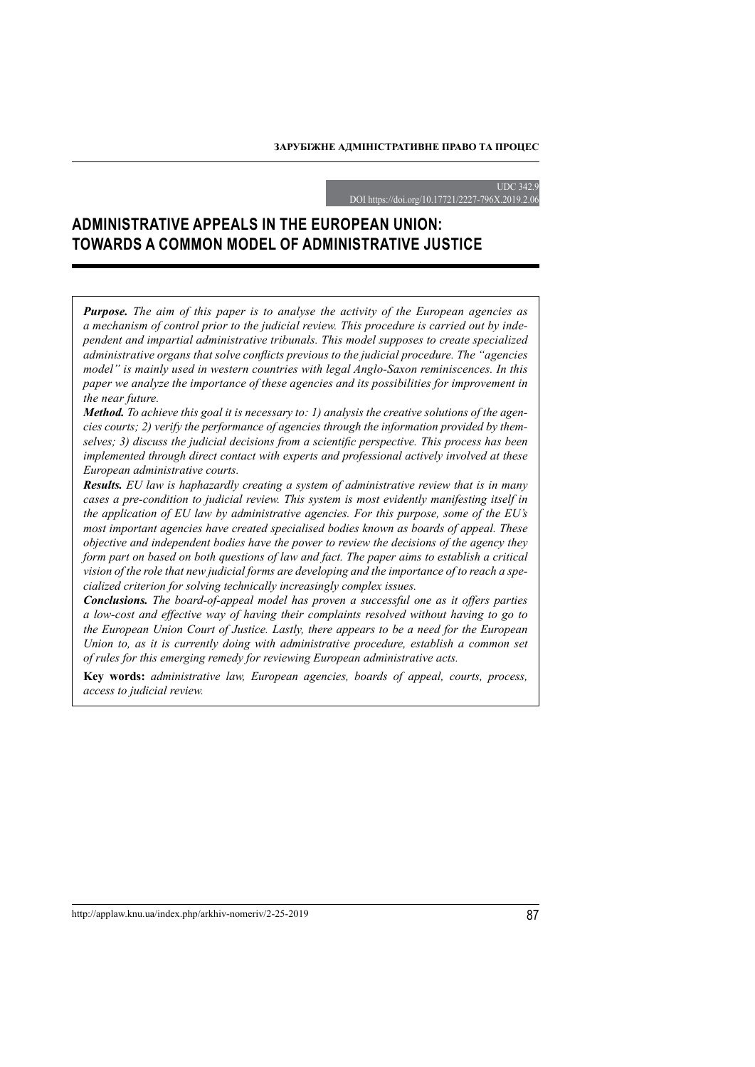UDC 342.9
DOI https://doi.org/10.17721/2227-796X.2019.2.06

# ADMINISTRATIVE APPEALS IN THE EUROPEAN UNION: TOWARDS A COMMON MODEL OF ADMINISTRATIVE JUSTICE

***Purpose.*** *The aim of this paper is to analyse the activity of the European agencies as a mechanism of control prior to the judicial review. This procedure is carried out by independent and impartial administrative tribunals. This model supposes to create specialized administrative organs that solve conflicts previous to the judicial procedure. The "agencies model" is mainly used in western countries with legal Anglo-Saxon reminiscences. In this paper we analyze the importance of these agencies and its possibilities for improvement in the near future.*

***Method.*** *To achieve this goal it is necessary to: 1) analysis the creative solutions of the agencies courts; 2) verify the performance of agencies through the information provided by themselves; 3) discuss the judicial decisions from a scientific perspective. This process has been implemented through direct contact with experts and professional actively involved at these European administrative courts.*

***Results.*** *EU law is haphazardly creating a system of administrative review that is in many cases a pre-condition to judicial review. This system is most evidently manifesting itself in the application of EU law by administrative agencies. For this purpose, some of the EU's most important agencies have created specialised bodies known as boards of appeal. These objective and independent bodies have the power to review the decisions of the agency they form part on based on both questions of law and fact. The paper aims to establish a critical vision of the role that new judicial forms are developing and the importance of to reach a specialized criterion for solving technically increasingly complex issues.*

***Conclusions.*** *The board-of-appeal model has proven a successful one as it offers parties a low-cost and effective way of having their complaints resolved without having to go to the European Union Court of Justice. Lastly, there appears to be a need for the European Union to, as it is currently doing with administrative procedure, establish a common set of rules for this emerging remedy for reviewing European administrative acts.*

**Key words:** *administrative law, European agencies, boards of appeal, courts, process, access to judicial review.*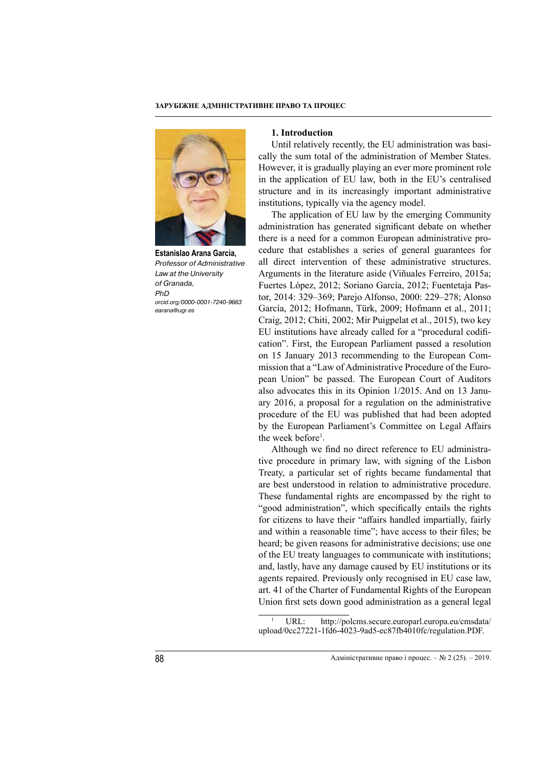**Estanislao Arana García,**
*Professor of Administrative Law at the University of Granada,*
*PhD*
*orcid.org/0000-0001-7240-9663*
*earana@ugr.es*

## 1. Introduction

Until relatively recently, the EU administration was basically the sum total of the administration of Member States. However, it is gradually playing an ever more prominent role in the application of EU law, both in the EU's centralised structure and in its increasingly important administrative institutions, typically via the agency model.

The application of EU law by the emerging Community administration has generated significant debate on whether there is a need for a common European administrative procedure that establishes a series of general guarantees for all direct intervention of these administrative structures. Arguments in the literature aside (Viñuales Ferreiro, 2015a; Fuertes López, 2012; Soriano García, 2012; Fuentetaja Pastor, 2014: 329–369; Parejo Alfonso, 2000: 229–278; Alonso García, 2012; Hofmann, Türk, 2009; Hofmann et al., 2011; Craig, 2012; Chiti, 2002; Mir Puigpelat et al., 2015), two key EU institutions have already called for a "procedural codification". First, the European Parliament passed a resolution on 15 January 2013 recommending to the European Commission that a "Law of Administrative Procedure of the European Union" be passed. The European Court of Auditors also advocates this in its Opinion 1/2015. And on 13 January 2016, a proposal for a regulation on the administrative procedure of the EU was published that had been adopted by the European Parliament's Committee on Legal Affairs the week before[1].

Although we find no direct reference to EU administrative procedure in primary law, with signing of the Lisbon Treaty, a particular set of rights became fundamental that are best understood in relation to administrative procedure. These fundamental rights are encompassed by the right to "good administration", which specifically entails the rights for citizens to have their "affairs handled impartially, fairly and within a reasonable time"; have access to their files; be heard; be given reasons for administrative decisions; use one of the EU treaty languages to communicate with institutions; and, lastly, have any damage caused by EU institutions or its agents repaired. Previously only recognised in EU case law, art. 41 of the Charter of Fundamental Rights of the European Union first sets down good administration as a general legal

[1] URL: http://polcms.secure.europarl.europa.eu/cmsdata/upload/0cc27221-1fd6-4023-9ad5-ec87fb4010fc/regulation.PDF.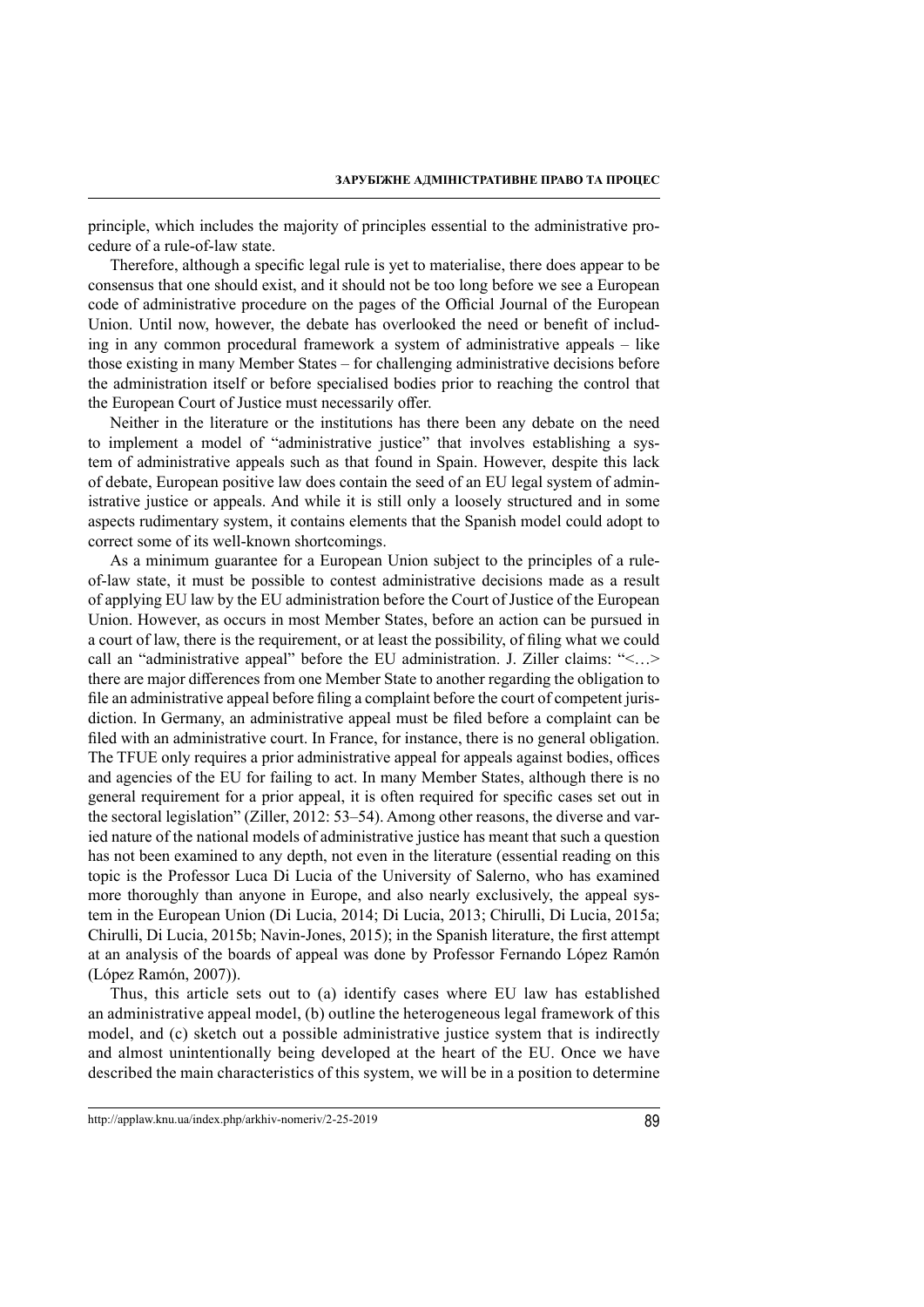principle, which includes the majority of principles essential to the administrative procedure of a rule-of-law state.

Therefore, although a specific legal rule is yet to materialise, there does appear to be consensus that one should exist, and it should not be too long before we see a European code of administrative procedure on the pages of the Official Journal of the European Union. Until now, however, the debate has overlooked the need or benefit of including in any common procedural framework a system of administrative appeals – like those existing in many Member States – for challenging administrative decisions before the administration itself or before specialised bodies prior to reaching the control that the European Court of Justice must necessarily offer.

Neither in the literature or the institutions has there been any debate on the need to implement a model of "administrative justice" that involves establishing a system of administrative appeals such as that found in Spain. However, despite this lack of debate, European positive law does contain the seed of an EU legal system of administrative justice or appeals. And while it is still only a loosely structured and in some aspects rudimentary system, it contains elements that the Spanish model could adopt to correct some of its well-known shortcomings.

As a minimum guarantee for a European Union subject to the principles of a rule-of-law state, it must be possible to contest administrative decisions made as a result of applying EU law by the EU administration before the Court of Justice of the European Union. However, as occurs in most Member States, before an action can be pursued in a court of law, there is the requirement, or at least the possibility, of filing what we could call an "administrative appeal" before the EU administration. J. Ziller claims: "<…> there are major differences from one Member State to another regarding the obligation to file an administrative appeal before filing a complaint before the court of competent jurisdiction. In Germany, an administrative appeal must be filed before a complaint can be filed with an administrative court. In France, for instance, there is no general obligation. The TFUE only requires a prior administrative appeal for appeals against bodies, offices and agencies of the EU for failing to act. In many Member States, although there is no general requirement for a prior appeal, it is often required for specific cases set out in the sectoral legislation" (Ziller, 2012: 53–54). Among other reasons, the diverse and varied nature of the national models of administrative justice has meant that such a question has not been examined to any depth, not even in the literature (essential reading on this topic is the Professor Luca Di Lucia of the University of Salerno, who has examined more thoroughly than anyone in Europe, and also nearly exclusively, the appeal system in the European Union (Di Lucia, 2014; Di Lucia, 2013; Chirulli, Di Lucia, 2015a; Chirulli, Di Lucia, 2015b; Navin-Jones, 2015); in the Spanish literature, the first attempt at an analysis of the boards of appeal was done by Professor Fernando López Ramón (López Ramón, 2007)).

Thus, this article sets out to (a) identify cases where EU law has established an administrative appeal model, (b) outline the heterogeneous legal framework of this model, and (c) sketch out a possible administrative justice system that is indirectly and almost unintentionally being developed at the heart of the EU. Once we have described the main characteristics of this system, we will be in a position to determine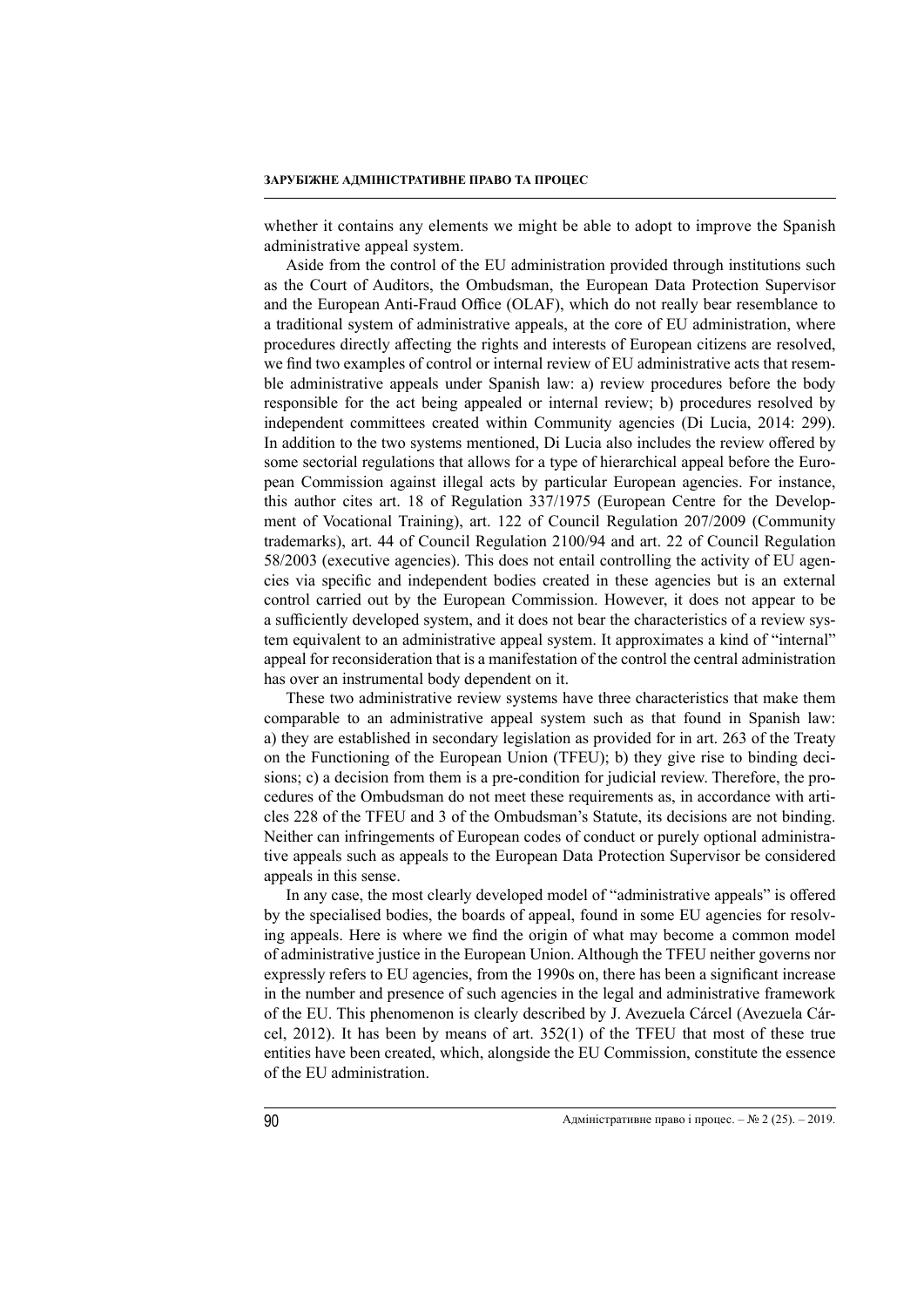whether it contains any elements we might be able to adopt to improve the Spanish administrative appeal system.

Aside from the control of the EU administration provided through institutions such as the Court of Auditors, the Ombudsman, the European Data Protection Supervisor and the European Anti-Fraud Office (OLAF), which do not really bear resemblance to a traditional system of administrative appeals, at the core of EU administration, where procedures directly affecting the rights and interests of European citizens are resolved, we find two examples of control or internal review of EU administrative acts that resemble administrative appeals under Spanish law: a) review procedures before the body responsible for the act being appealed or internal review; b) procedures resolved by independent committees created within Community agencies (Di Lucia, 2014: 299). In addition to the two systems mentioned, Di Lucia also includes the review offered by some sectorial regulations that allows for a type of hierarchical appeal before the European Commission against illegal acts by particular European agencies. For instance, this author cites art. 18 of Regulation 337/1975 (European Centre for the Development of Vocational Training), art. 122 of Council Regulation 207/2009 (Community trademarks), art. 44 of Council Regulation 2100/94 and art. 22 of Council Regulation 58/2003 (executive agencies). This does not entail controlling the activity of EU agencies via specific and independent bodies created in these agencies but is an external control carried out by the European Commission. However, it does not appear to be a sufficiently developed system, and it does not bear the characteristics of a review system equivalent to an administrative appeal system. It approximates a kind of "internal" appeal for reconsideration that is a manifestation of the control the central administration has over an instrumental body dependent on it.

These two administrative review systems have three characteristics that make them comparable to an administrative appeal system such as that found in Spanish law: a) they are established in secondary legislation as provided for in art. 263 of the Treaty on the Functioning of the European Union (TFEU); b) they give rise to binding decisions; c) a decision from them is a pre-condition for judicial review. Therefore, the procedures of the Ombudsman do not meet these requirements as, in accordance with articles 228 of the TFEU and 3 of the Ombudsman's Statute, its decisions are not binding. Neither can infringements of European codes of conduct or purely optional administrative appeals such as appeals to the European Data Protection Supervisor be considered appeals in this sense.

In any case, the most clearly developed model of "administrative appeals" is offered by the specialised bodies, the boards of appeal, found in some EU agencies for resolving appeals. Here is where we find the origin of what may become a common model of administrative justice in the European Union. Although the TFEU neither governs nor expressly refers to EU agencies, from the 1990s on, there has been a significant increase in the number and presence of such agencies in the legal and administrative framework of the EU. This phenomenon is clearly described by J. Avezuela Cárcel (Avezuela Cárcel, 2012). It has been by means of art. 352(1) of the TFEU that most of these true entities have been created, which, alongside the EU Commission, constitute the essence of the EU administration.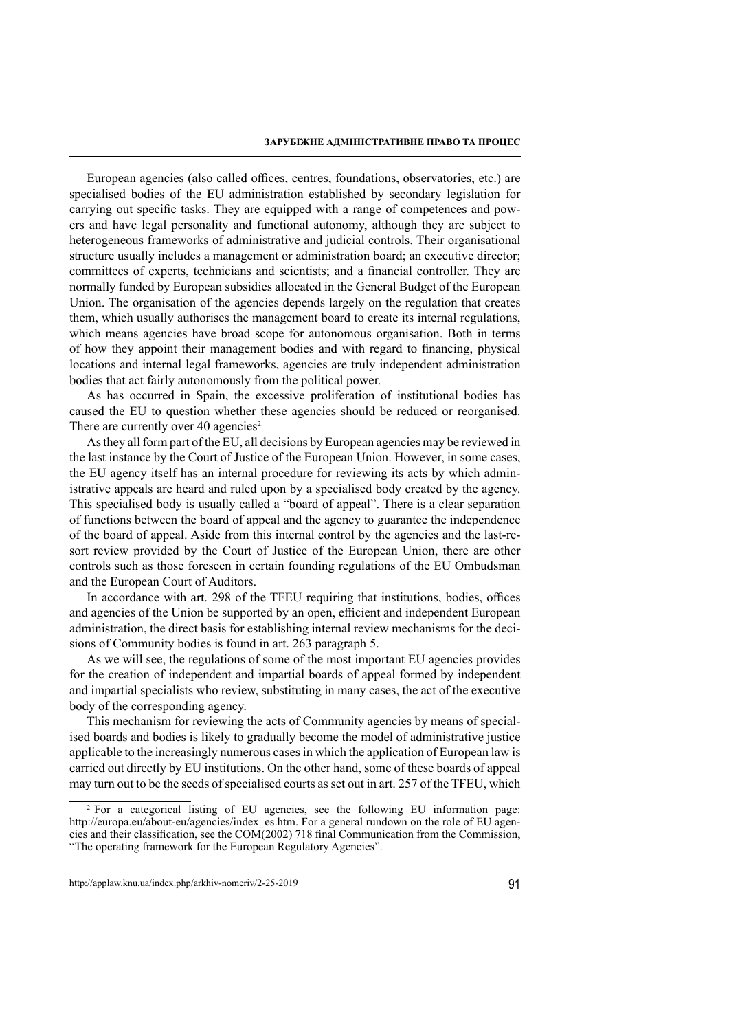European agencies (also called offices, centres, foundations, observatories, etc.) are specialised bodies of the EU administration established by secondary legislation for carrying out specific tasks. They are equipped with a range of competences and powers and have legal personality and functional autonomy, although they are subject to heterogeneous frameworks of administrative and judicial controls. Their organisational structure usually includes a management or administration board; an executive director; committees of experts, technicians and scientists; and a financial controller. They are normally funded by European subsidies allocated in the General Budget of the European Union. The organisation of the agencies depends largely on the regulation that creates them, which usually authorises the management board to create its internal regulations, which means agencies have broad scope for autonomous organisation. Both in terms of how they appoint their management bodies and with regard to financing, physical locations and internal legal frameworks, agencies are truly independent administration bodies that act fairly autonomously from the political power.

As has occurred in Spain, the excessive proliferation of institutional bodies has caused the EU to question whether these agencies should be reduced or reorganised. There are currently over 40 agencies[2].

As they all form part of the EU, all decisions by European agencies may be reviewed in the last instance by the Court of Justice of the European Union. However, in some cases, the EU agency itself has an internal procedure for reviewing its acts by which administrative appeals are heard and ruled upon by a specialised body created by the agency. This specialised body is usually called a "board of appeal". There is a clear separation of functions between the board of appeal and the agency to guarantee the independence of the board of appeal. Aside from this internal control by the agencies and the last-resort review provided by the Court of Justice of the European Union, there are other controls such as those foreseen in certain founding regulations of the EU Ombudsman and the European Court of Auditors.

In accordance with art. 298 of the TFEU requiring that institutions, bodies, offices and agencies of the Union be supported by an open, efficient and independent European administration, the direct basis for establishing internal review mechanisms for the decisions of Community bodies is found in art. 263 paragraph 5.

As we will see, the regulations of some of the most important EU agencies provides for the creation of independent and impartial boards of appeal formed by independent and impartial specialists who review, substituting in many cases, the act of the executive body of the corresponding agency.

This mechanism for reviewing the acts of Community agencies by means of specialised boards and bodies is likely to gradually become the model of administrative justice applicable to the increasingly numerous cases in which the application of European law is carried out directly by EU institutions. On the other hand, some of these boards of appeal may turn out to be the seeds of specialised courts as set out in art. 257 of the TFEU, which

---

[2] For a categorical listing of EU agencies, see the following EU information page: http://europa.eu/about-eu/agencies/index_es.htm. For a general rundown on the role of EU agencies and their classification, see the COM(2002) 718 final Communication from the Commission, "The operating framework for the European Regulatory Agencies".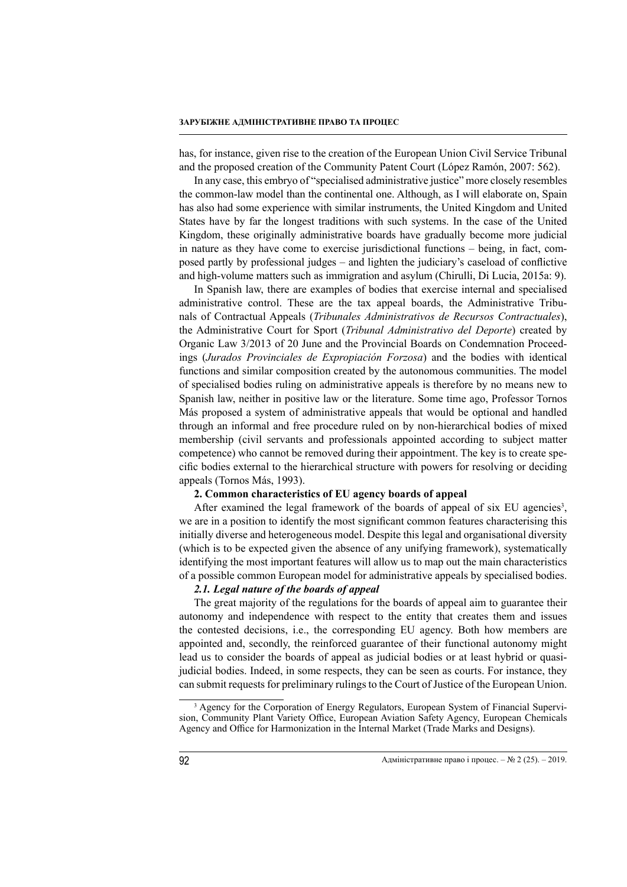has, for instance, given rise to the creation of the European Union Civil Service Tribunal and the proposed creation of the Community Patent Court (López Ramón, 2007: 562).

In any case, this embryo of "specialised administrative justice" more closely resembles the common-law model than the continental one. Although, as I will elaborate on, Spain has also had some experience with similar instruments, the United Kingdom and United States have by far the longest traditions with such systems. In the case of the United Kingdom, these originally administrative boards have gradually become more judicial in nature as they have come to exercise jurisdictional functions – being, in fact, composed partly by professional judges – and lighten the judiciary's caseload of conflictive and high-volume matters such as immigration and asylum (Chirulli, Di Lucia, 2015a: 9).

In Spanish law, there are examples of bodies that exercise internal and specialised administrative control. These are the tax appeal boards, the Administrative Tribunals of Contractual Appeals (*Tribunales Administrativos de Recursos Contractuales*), the Administrative Court for Sport (*Tribunal Administrativo del Deporte*) created by Organic Law 3/2013 of 20 June and the Provincial Boards on Condemnation Proceedings (*Jurados Provinciales de Expropiación Forzosa*) and the bodies with identical functions and similar composition created by the autonomous communities. The model of specialised bodies ruling on administrative appeals is therefore by no means new to Spanish law, neither in positive law or the literature. Some time ago, Professor Tornos Más proposed a system of administrative appeals that would be optional and handled through an informal and free procedure ruled on by non-hierarchical bodies of mixed membership (civil servants and professionals appointed according to subject matter competence) who cannot be removed during their appointment. The key is to create specific bodies external to the hierarchical structure with powers for resolving or deciding appeals (Tornos Más, 1993).

## 2. Common characteristics of EU agency boards of appeal

After examined the legal framework of the boards of appeal of six EU agencies[3], we are in a position to identify the most significant common features characterising this initially diverse and heterogeneous model. Despite this legal and organisational diversity (which is to be expected given the absence of any unifying framework), systematically identifying the most important features will allow us to map out the main characteristics of a possible common European model for administrative appeals by specialised bodies.

### *2.1. Legal nature of the boards of appeal*

The great majority of the regulations for the boards of appeal aim to guarantee their autonomy and independence with respect to the entity that creates them and issues the contested decisions, i.e., the corresponding EU agency. Both how members are appointed and, secondly, the reinforced guarantee of their functional autonomy might lead us to consider the boards of appeal as judicial bodies or at least hybrid or quasi-judicial bodies. Indeed, in some respects, they can be seen as courts. For instance, they can submit requests for preliminary rulings to the Court of Justice of the European Union.

---

[3] Agency for the Corporation of Energy Regulators, European System of Financial Supervision, Community Plant Variety Office, European Aviation Safety Agency, European Chemicals Agency and Office for Harmonization in the Internal Market (Trade Marks and Designs).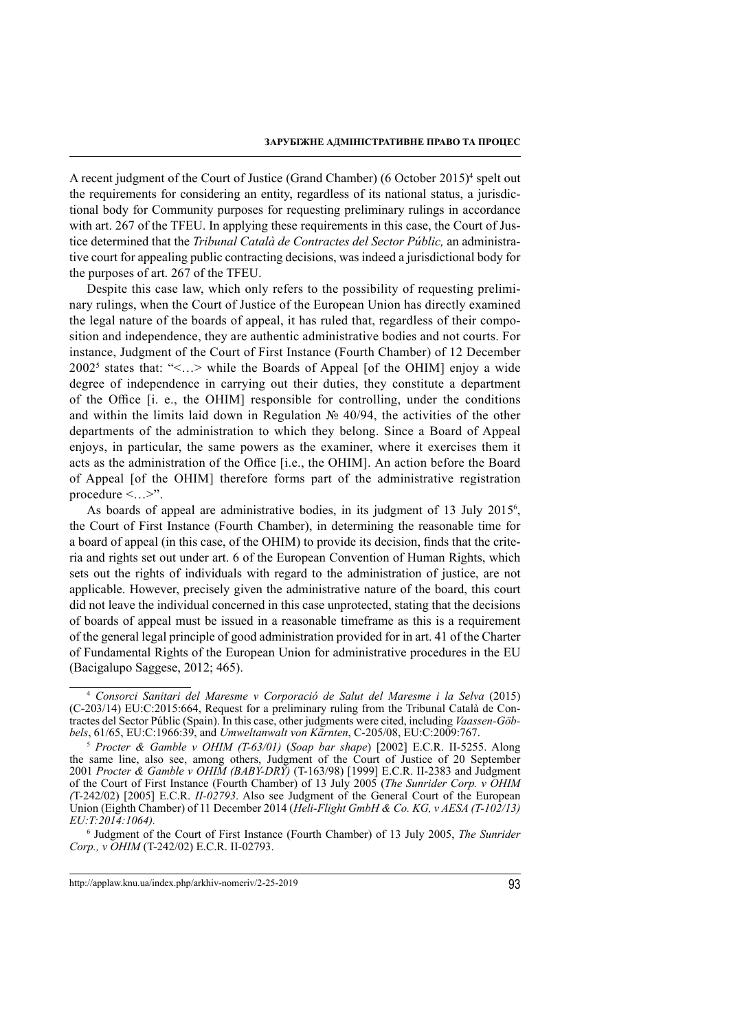A recent judgment of the Court of Justice (Grand Chamber) (6 October 2015)[4] spelt out the requirements for considering an entity, regardless of its national status, a jurisdictional body for Community purposes for requesting preliminary rulings in accordance with art. 267 of the TFEU. In applying these requirements in this case, the Court of Justice determined that the *Tribunal Català de Contractes del Sector Públic,* an administrative court for appealing public contracting decisions, was indeed a jurisdictional body for the purposes of art. 267 of the TFEU.

Despite this case law, which only refers to the possibility of requesting preliminary rulings, when the Court of Justice of the European Union has directly examined the legal nature of the boards of appeal, it has ruled that, regardless of their composition and independence, they are authentic administrative bodies and not courts. For instance, Judgment of the Court of First Instance (Fourth Chamber) of 12 December 2002[5] states that: "<…> while the Boards of Appeal [of the OHIM] enjoy a wide degree of independence in carrying out their duties, they constitute a department of the Office [i. e., the OHIM] responsible for controlling, under the conditions and within the limits laid down in Regulation № 40/94, the activities of the other departments of the administration to which they belong. Since a Board of Appeal enjoys, in particular, the same powers as the examiner, where it exercises them it acts as the administration of the Office [i.e., the OHIM]. An action before the Board of Appeal [of the OHIM] therefore forms part of the administrative registration procedure <…>".

As boards of appeal are administrative bodies, in its judgment of 13 July 2015[6], the Court of First Instance (Fourth Chamber), in determining the reasonable time for a board of appeal (in this case, of the OHIM) to provide its decision, finds that the criteria and rights set out under art. 6 of the European Convention of Human Rights, which sets out the rights of individuals with regard to the administration of justice, are not applicable. However, precisely given the administrative nature of the board, this court did not leave the individual concerned in this case unprotected, stating that the decisions of boards of appeal must be issued in a reasonable timeframe as this is a requirement of the general legal principle of good administration provided for in art. 41 of the Charter of Fundamental Rights of the European Union for administrative procedures in the EU (Bacigalupo Saggese, 2012; 465).

---

[4] *Consorci Sanitari del Maresme v Corporació de Salut del Maresme i la Selva* (2015) (C-203/14) EU:C:2015:664, Request for a preliminary ruling from the Tribunal Català de Contractes del Sector Públic (Spain). In this case, other judgments were cited, including *Vaassen-Göbbels*, 61/65, EU:C:1966:39, and *Umweltanwalt von Kärnten*, C-205/08, EU:C:2009:767.

[5] *Procter & Gamble v OHIM (T-63/01)* (*Soap bar shape*) [2002] E.C.R. II-5255. Along the same line, also see, among others, Judgment of the Court of Justice of 20 September 2001 *Procter & Gamble v OHIM (BABY-DRY)* (T-163/98) [1999] E.C.R. II-2383 and Judgment of the Court of First Instance (Fourth Chamber) of 13 July 2005 (*The Sunrider Corp. v OHIM (*T-242/02) [2005] E.C.R. *II-02793*. Also see Judgment of the General Court of the European Union (Eighth Chamber) of 11 December 2014 (*Heli-Flight GmbH & Co. KG, v AESA (T-102/13) EU:T:2014:1064).*

[6] Judgment of the Court of First Instance (Fourth Chamber) of 13 July 2005, *The Sunrider Corp., v OHIM* (T-242/02) E.C.R. II-02793.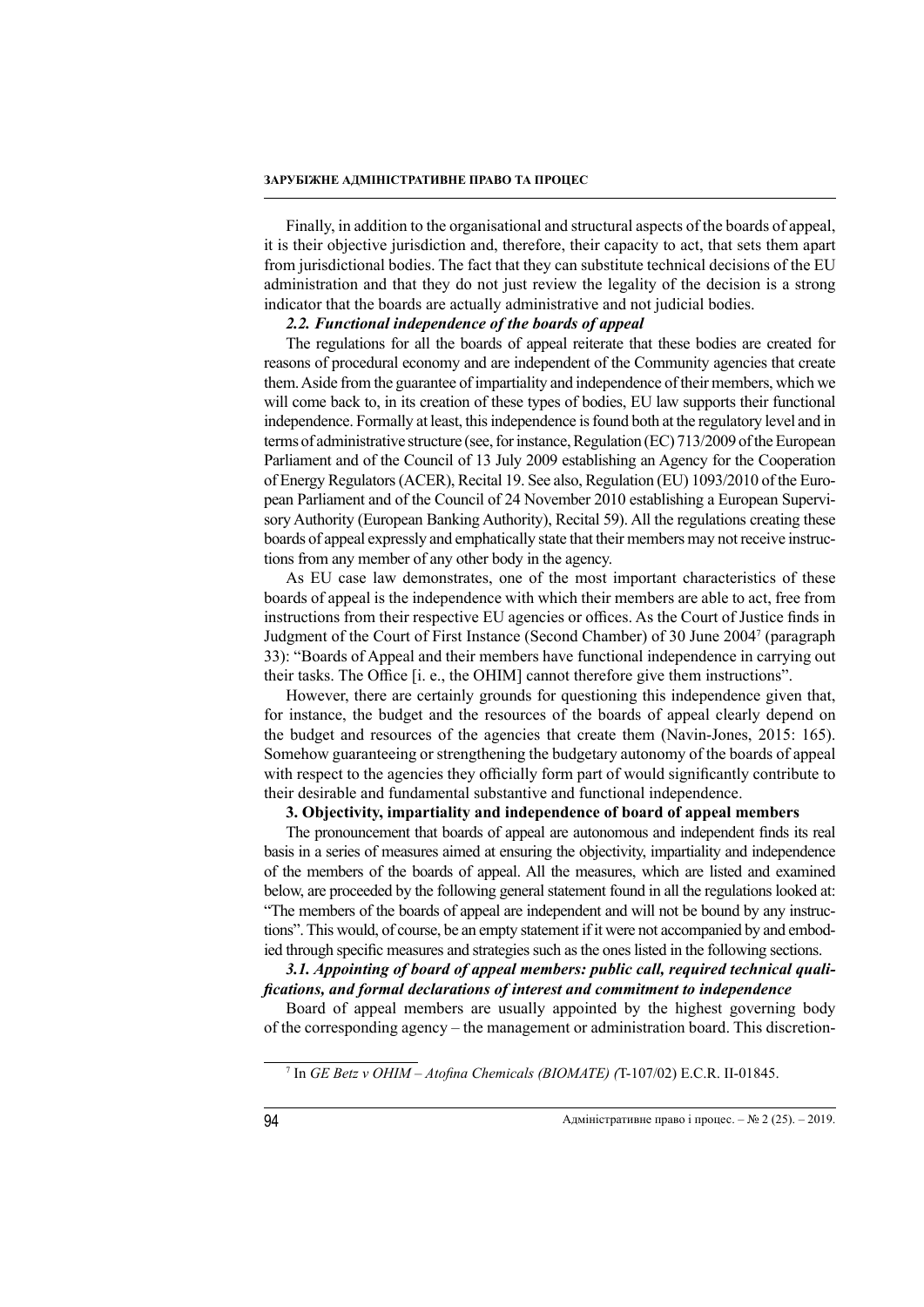Finally, in addition to the organisational and structural aspects of the boards of appeal, it is their objective jurisdiction and, therefore, their capacity to act, that sets them apart from jurisdictional bodies. The fact that they can substitute technical decisions of the EU administration and that they do not just review the legality of the decision is a strong indicator that the boards are actually administrative and not judicial bodies.

***2.2. Functional independence of the boards of appeal***

The regulations for all the boards of appeal reiterate that these bodies are created for reasons of procedural economy and are independent of the Community agencies that create them. Aside from the guarantee of impartiality and independence of their members, which we will come back to, in its creation of these types of bodies, EU law supports their functional independence. Formally at least, this independence is found both at the regulatory level and in terms of administrative structure (see, for instance, Regulation (EC) 713/2009 of the European Parliament and of the Council of 13 July 2009 establishing an Agency for the Cooperation of Energy Regulators (ACER), Recital 19. See also, Regulation (EU) 1093/2010 of the European Parliament and of the Council of 24 November 2010 establishing a European Supervisory Authority (European Banking Authority), Recital 59). All the regulations creating these boards of appeal expressly and emphatically state that their members may not receive instructions from any member of any other body in the agency.

As EU case law demonstrates, one of the most important characteristics of these boards of appeal is the independence with which their members are able to act, free from instructions from their respective EU agencies or offices. As the Court of Justice finds in Judgment of the Court of First Instance (Second Chamber) of 30 June 2004[7] (paragraph 33): "Boards of Appeal and their members have functional independence in carrying out their tasks. The Office [i. e., the OHIM] cannot therefore give them instructions".

However, there are certainly grounds for questioning this independence given that, for instance, the budget and the resources of the boards of appeal clearly depend on the budget and resources of the agencies that create them (Navin-Jones, 2015: 165). Somehow guaranteeing or strengthening the budgetary autonomy of the boards of appeal with respect to the agencies they officially form part of would significantly contribute to their desirable and fundamental substantive and functional independence.

**3. Objectivity, impartiality and independence of board of appeal members**

The pronouncement that boards of appeal are autonomous and independent finds its real basis in a series of measures aimed at ensuring the objectivity, impartiality and independence of the members of the boards of appeal. All the measures, which are listed and examined below, are proceeded by the following general statement found in all the regulations looked at: "The members of the boards of appeal are independent and will not be bound by any instructions". This would, of course, be an empty statement if it were not accompanied by and embodied through specific measures and strategies such as the ones listed in the following sections.

***3.1. Appointing of board of appeal members: public call, required technical qualifications, and formal declarations of interest and commitment to independence***

Board of appeal members are usually appointed by the highest governing body of the corresponding agency – the management or administration board. This discretion-

---

[7] In *GE Betz v OHIM – Atofina Chemicals (BIOMATE) (*T-107/02) E.C.R. II-01845.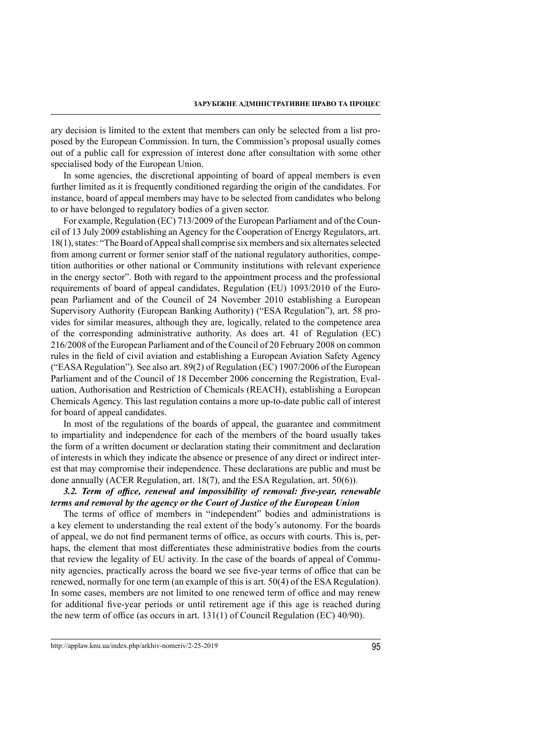ary decision is limited to the extent that members can only be selected from a list proposed by the European Commission. In turn, the Commission's proposal usually comes out of a public call for expression of interest done after consultation with some other specialised body of the European Union.

In some agencies, the discretional appointing of board of appeal members is even further limited as it is frequently conditioned regarding the origin of the candidates. For instance, board of appeal members may have to be selected from candidates who belong to or have belonged to regulatory bodies of a given sector.

For example, Regulation (EC) 713/2009 of the European Parliament and of the Council of 13 July 2009 establishing an Agency for the Cooperation of Energy Regulators, art. 18(1), states: "The Board of Appeal shall comprise six members and six alternates selected from among current or former senior staff of the national regulatory authorities, competition authorities or other national or Community institutions with relevant experience in the energy sector". Both with regard to the appointment process and the professional requirements of board of appeal candidates, Regulation (EU) 1093/2010 of the European Parliament and of the Council of 24 November 2010 establishing a European Supervisory Authority (European Banking Authority) ("ESA Regulation"), art. 58 provides for similar measures, although they are, logically, related to the competence area of the corresponding administrative authority. As does art. 41 of Regulation (EC) 216/2008 of the European Parliament and of the Council of 20 February 2008 on common rules in the field of civil aviation and establishing a European Aviation Safety Agency ("EASA Regulation"). See also art. 89(2) of Regulation (EC) 1907/2006 of the European Parliament and of the Council of 18 December 2006 concerning the Registration, Evaluation, Authorisation and Restriction of Chemicals (REACH), establishing a European Chemicals Agency. This last regulation contains a more up-to-date public call of interest for board of appeal candidates.

In most of the regulations of the boards of appeal, the guarantee and commitment to impartiality and independence for each of the members of the board usually takes the form of a written document or declaration stating their commitment and declaration of interests in which they indicate the absence or presence of any direct or indirect interest that may compromise their independence. These declarations are public and must be done annually (ACER Regulation, art. 18(7), and the ESA Regulation, art. 50(6)).

### *3.2. Term of office, renewal and impossibility of removal: five-year, renewable terms and removal by the agency or the Court of Justice of the European Union*

The terms of office of members in "independent" bodies and administrations is a key element to understanding the real extent of the body's autonomy. For the boards of appeal, we do not find permanent terms of office, as occurs with courts. This is, perhaps, the element that most differentiates these administrative bodies from the courts that review the legality of EU activity. In the case of the boards of appeal of Community agencies, practically across the board we see five-year terms of office that can be renewed, normally for one term (an example of this is art. 50(4) of the ESA Regulation). In some cases, members are not limited to one renewed term of office and may renew for additional five-year periods or until retirement age if this age is reached during the new term of office (as occurs in art. 131(1) of Council Regulation (EC) 40/90).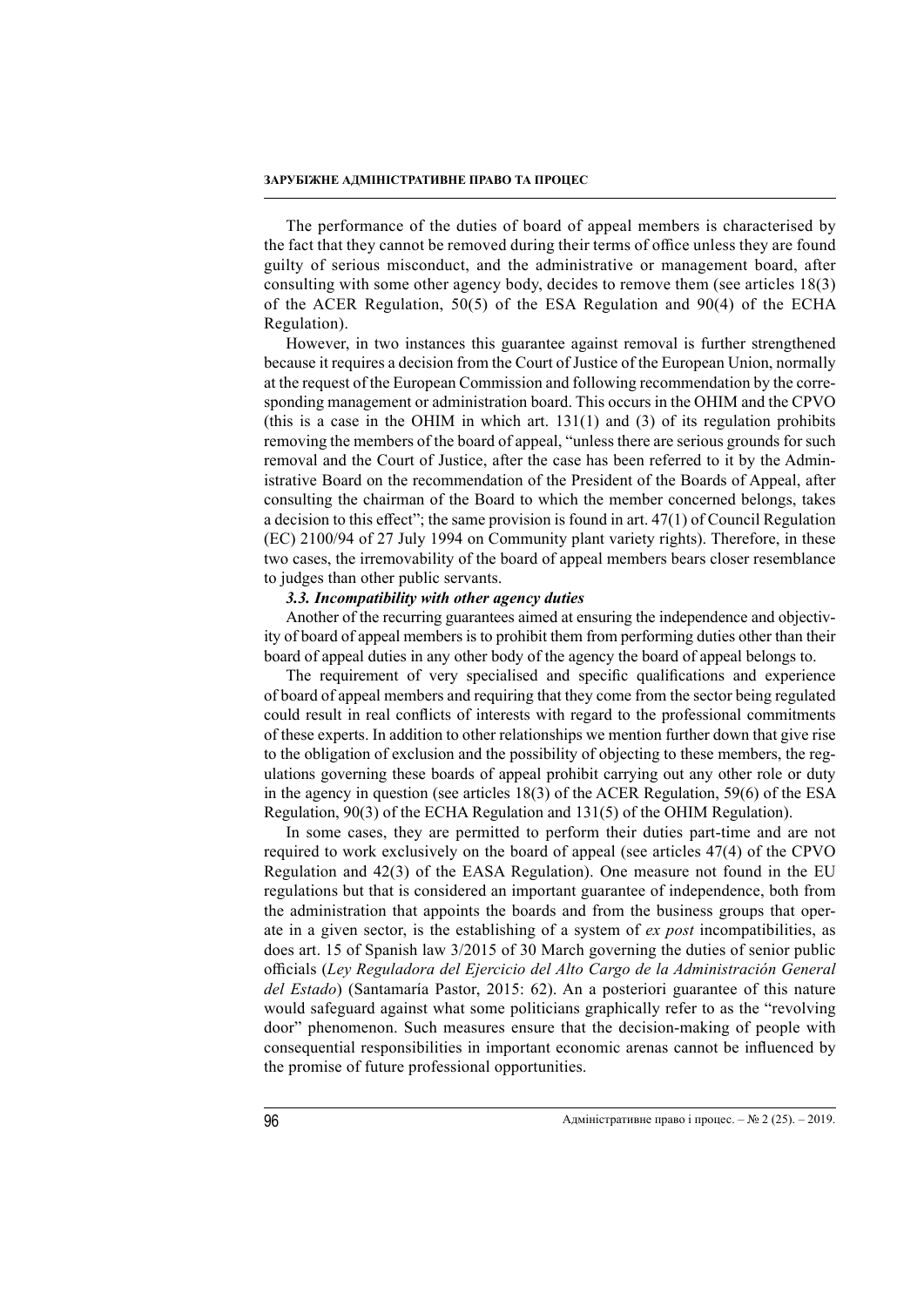The performance of the duties of board of appeal members is characterised by the fact that they cannot be removed during their terms of office unless they are found guilty of serious misconduct, and the administrative or management board, after consulting with some other agency body, decides to remove them (see articles 18(3) of the ACER Regulation, 50(5) of the ESA Regulation and 90(4) of the ECHA Regulation).

However, in two instances this guarantee against removal is further strengthened because it requires a decision from the Court of Justice of the European Union, normally at the request of the European Commission and following recommendation by the corresponding management or administration board. This occurs in the OHIM and the CPVO (this is a case in the OHIM in which art. 131(1) and (3) of its regulation prohibits removing the members of the board of appeal, "unless there are serious grounds for such removal and the Court of Justice, after the case has been referred to it by the Administrative Board on the recommendation of the President of the Boards of Appeal, after consulting the chairman of the Board to which the member concerned belongs, takes a decision to this effect"; the same provision is found in art. 47(1) of Council Regulation (EC) 2100/94 of 27 July 1994 on Community plant variety rights). Therefore, in these two cases, the irremovability of the board of appeal members bears closer resemblance to judges than other public servants.

### *3.3. Incompatibility with other agency duties*

Another of the recurring guarantees aimed at ensuring the independence and objectivity of board of appeal members is to prohibit them from performing duties other than their board of appeal duties in any other body of the agency the board of appeal belongs to.

The requirement of very specialised and specific qualifications and experience of board of appeal members and requiring that they come from the sector being regulated could result in real conflicts of interests with regard to the professional commitments of these experts. In addition to other relationships we mention further down that give rise to the obligation of exclusion and the possibility of objecting to these members, the regulations governing these boards of appeal prohibit carrying out any other role or duty in the agency in question (see articles 18(3) of the ACER Regulation, 59(6) of the ESA Regulation, 90(3) of the ECHA Regulation and 131(5) of the OHIM Regulation).

In some cases, they are permitted to perform their duties part-time and are not required to work exclusively on the board of appeal (see articles 47(4) of the CPVO Regulation and 42(3) of the EASA Regulation). One measure not found in the EU regulations but that is considered an important guarantee of independence, both from the administration that appoints the boards and from the business groups that operate in a given sector, is the establishing of a system of *ex post* incompatibilities, as does art. 15 of Spanish law 3/2015 of 30 March governing the duties of senior public officials (*Ley Reguladora del Ejercicio del Alto Cargo de la Administración General del Estado*) (Santamaría Pastor, 2015: 62). An a posteriori guarantee of this nature would safeguard against what some politicians graphically refer to as the "revolving door" phenomenon. Such measures ensure that the decision-making of people with consequential responsibilities in important economic arenas cannot be influenced by the promise of future professional opportunities.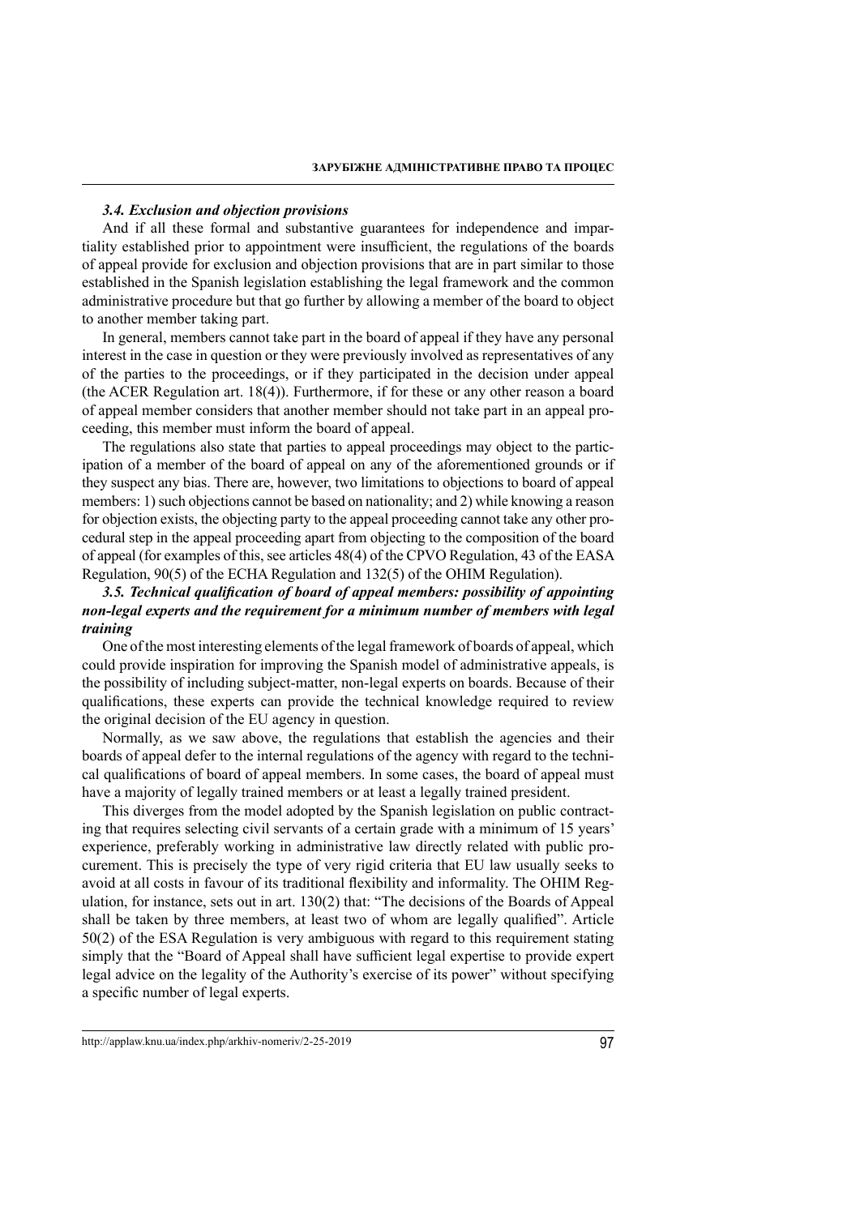### *3.4. Exclusion and objection provisions*

And if all these formal and substantive guarantees for independence and impartiality established prior to appointment were insufficient, the regulations of the boards of appeal provide for exclusion and objection provisions that are in part similar to those established in the Spanish legislation establishing the legal framework and the common administrative procedure but that go further by allowing a member of the board to object to another member taking part.

In general, members cannot take part in the board of appeal if they have any personal interest in the case in question or they were previously involved as representatives of any of the parties to the proceedings, or if they participated in the decision under appeal (the ACER Regulation art. 18(4)). Furthermore, if for these or any other reason a board of appeal member considers that another member should not take part in an appeal proceeding, this member must inform the board of appeal.

The regulations also state that parties to appeal proceedings may object to the participation of a member of the board of appeal on any of the aforementioned grounds or if they suspect any bias. There are, however, two limitations to objections to board of appeal members: 1) such objections cannot be based on nationality; and 2) while knowing a reason for objection exists, the objecting party to the appeal proceeding cannot take any other procedural step in the appeal proceeding apart from objecting to the composition of the board of appeal (for examples of this, see articles 48(4) of the CPVO Regulation, 43 of the EASA Regulation, 90(5) of the ECHA Regulation and 132(5) of the OHIM Regulation).

### *3.5. Technical qualification of board of appeal members: possibility of appointing non-legal experts and the requirement for a minimum number of members with legal training*

One of the most interesting elements of the legal framework of boards of appeal, which could provide inspiration for improving the Spanish model of administrative appeals, is the possibility of including subject-matter, non-legal experts on boards. Because of their qualifications, these experts can provide the technical knowledge required to review the original decision of the EU agency in question.

Normally, as we saw above, the regulations that establish the agencies and their boards of appeal defer to the internal regulations of the agency with regard to the technical qualifications of board of appeal members. In some cases, the board of appeal must have a majority of legally trained members or at least a legally trained president.

This diverges from the model adopted by the Spanish legislation on public contracting that requires selecting civil servants of a certain grade with a minimum of 15 years' experience, preferably working in administrative law directly related with public procurement. This is precisely the type of very rigid criteria that EU law usually seeks to avoid at all costs in favour of its traditional flexibility and informality. The OHIM Regulation, for instance, sets out in art. 130(2) that: "The decisions of the Boards of Appeal shall be taken by three members, at least two of whom are legally qualified". Article 50(2) of the ESA Regulation is very ambiguous with regard to this requirement stating simply that the "Board of Appeal shall have sufficient legal expertise to provide expert legal advice on the legality of the Authority's exercise of its power" without specifying a specific number of legal experts.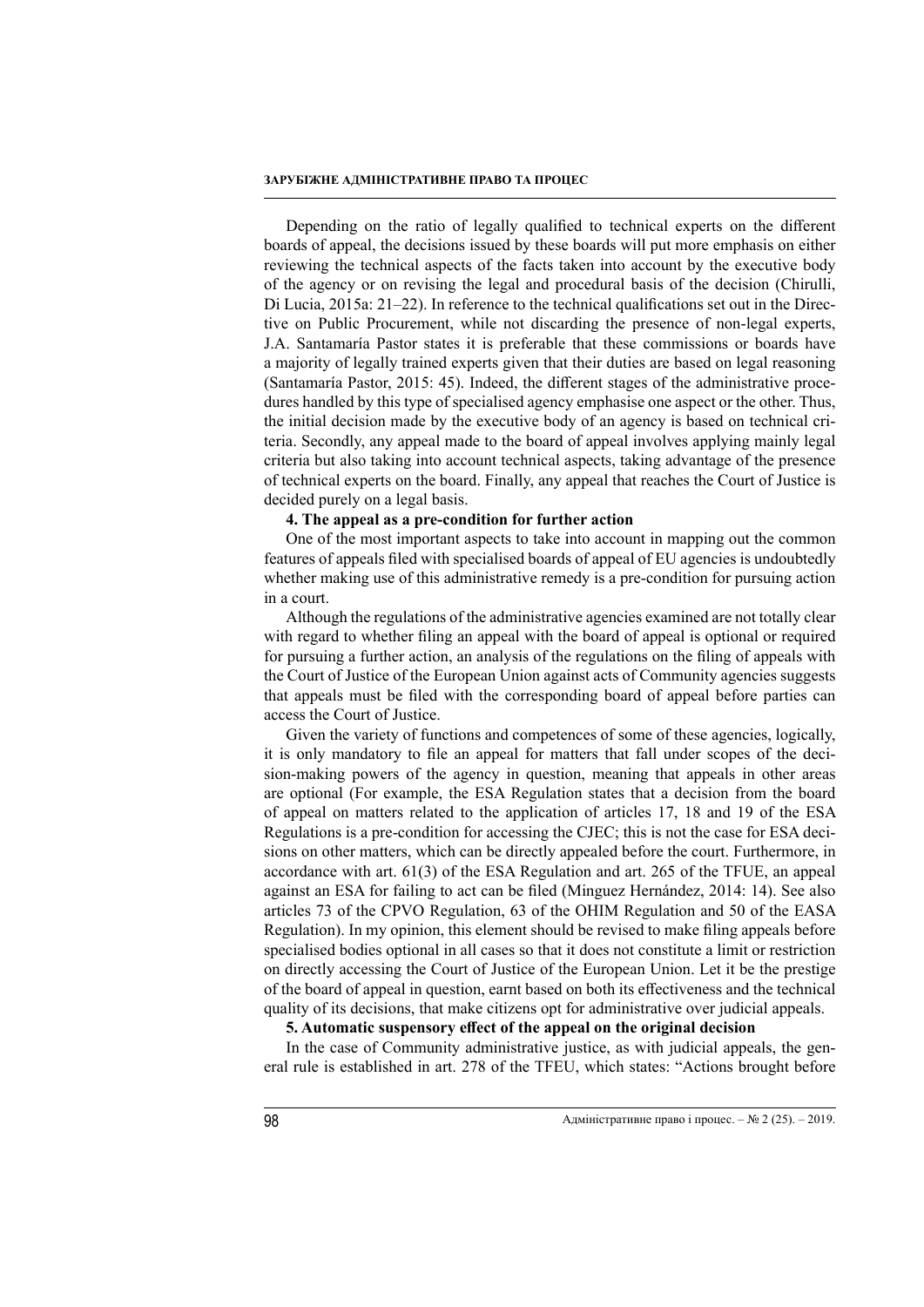Depending on the ratio of legally qualified to technical experts on the different boards of appeal, the decisions issued by these boards will put more emphasis on either reviewing the technical aspects of the facts taken into account by the executive body of the agency or on revising the legal and procedural basis of the decision (Chirulli, Di Lucia, 2015a: 21–22). In reference to the technical qualifications set out in the Directive on Public Procurement, while not discarding the presence of non-legal experts, J.A. Santamaría Pastor states it is preferable that these commissions or boards have a majority of legally trained experts given that their duties are based on legal reasoning (Santamaría Pastor, 2015: 45). Indeed, the different stages of the administrative procedures handled by this type of specialised agency emphasise one aspect or the other. Thus, the initial decision made by the executive body of an agency is based on technical criteria. Secondly, any appeal made to the board of appeal involves applying mainly legal criteria but also taking into account technical aspects, taking advantage of the presence of technical experts on the board. Finally, any appeal that reaches the Court of Justice is decided purely on a legal basis.

**4. The appeal as a pre-condition for further action**

One of the most important aspects to take into account in mapping out the common features of appeals filed with specialised boards of appeal of EU agencies is undoubtedly whether making use of this administrative remedy is a pre-condition for pursuing action in a court.

Although the regulations of the administrative agencies examined are not totally clear with regard to whether filing an appeal with the board of appeal is optional or required for pursuing a further action, an analysis of the regulations on the filing of appeals with the Court of Justice of the European Union against acts of Community agencies suggests that appeals must be filed with the corresponding board of appeal before parties can access the Court of Justice.

Given the variety of functions and competences of some of these agencies, logically, it is only mandatory to file an appeal for matters that fall under scopes of the decision-making powers of the agency in question, meaning that appeals in other areas are optional (For example, the ESA Regulation states that a decision from the board of appeal on matters related to the application of articles 17, 18 and 19 of the ESA Regulations is a pre-condition for accessing the CJEC; this is not the case for ESA decisions on other matters, which can be directly appealed before the court. Furthermore, in accordance with art. 61(3) of the ESA Regulation and art. 265 of the TFUE, an appeal against an ESA for failing to act can be filed (Minguez Hernández, 2014: 14). See also articles 73 of the CPVO Regulation, 63 of the OHIM Regulation and 50 of the EASA Regulation). In my opinion, this element should be revised to make filing appeals before specialised bodies optional in all cases so that it does not constitute a limit or restriction on directly accessing the Court of Justice of the European Union. Let it be the prestige of the board of appeal in question, earnt based on both its effectiveness and the technical quality of its decisions, that make citizens opt for administrative over judicial appeals.

**5. Automatic suspensory effect of the appeal on the original decision**

In the case of Community administrative justice, as with judicial appeals, the general rule is established in art. 278 of the TFEU, which states: "Actions brought before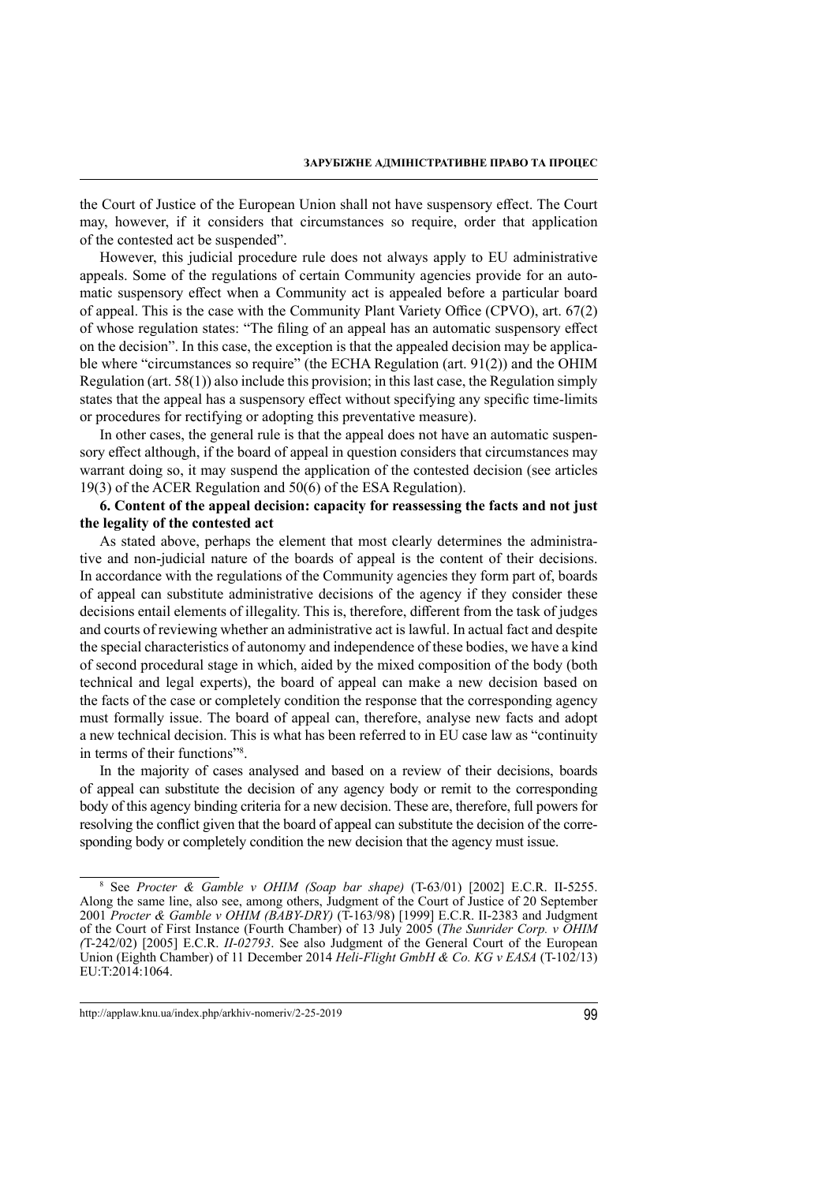the Court of Justice of the European Union shall not have suspensory effect. The Court may, however, if it considers that circumstances so require, order that application of the contested act be suspended".

However, this judicial procedure rule does not always apply to EU administrative appeals. Some of the regulations of certain Community agencies provide for an automatic suspensory effect when a Community act is appealed before a particular board of appeal. This is the case with the Community Plant Variety Office (CPVO), art. 67(2) of whose regulation states: "The filing of an appeal has an automatic suspensory effect on the decision". In this case, the exception is that the appealed decision may be applicable where "circumstances so require" (the ECHA Regulation (art. 91(2)) and the OHIM Regulation (art. 58(1)) also include this provision; in this last case, the Regulation simply states that the appeal has a suspensory effect without specifying any specific time-limits or procedures for rectifying or adopting this preventative measure).

In other cases, the general rule is that the appeal does not have an automatic suspensory effect although, if the board of appeal in question considers that circumstances may warrant doing so, it may suspend the application of the contested decision (see articles 19(3) of the ACER Regulation and 50(6) of the ESA Regulation).

**6. Content of the appeal decision: capacity for reassessing the facts and not just the legality of the contested act**

As stated above, perhaps the element that most clearly determines the administrative and non-judicial nature of the boards of appeal is the content of their decisions. In accordance with the regulations of the Community agencies they form part of, boards of appeal can substitute administrative decisions of the agency if they consider these decisions entail elements of illegality. This is, therefore, different from the task of judges and courts of reviewing whether an administrative act is lawful. In actual fact and despite the special characteristics of autonomy and independence of these bodies, we have a kind of second procedural stage in which, aided by the mixed composition of the body (both technical and legal experts), the board of appeal can make a new decision based on the facts of the case or completely condition the response that the corresponding agency must formally issue. The board of appeal can, therefore, analyse new facts and adopt a new technical decision. This is what has been referred to in EU case law as "continuity in terms of their functions"[8].

In the majority of cases analysed and based on a review of their decisions, boards of appeal can substitute the decision of any agency body or remit to the corresponding body of this agency binding criteria for a new decision. These are, therefore, full powers for resolving the conflict given that the board of appeal can substitute the decision of the corresponding body or completely condition the new decision that the agency must issue.

---

[8] See *Procter & Gamble v OHIM (Soap bar shape)* (T-63/01) [2002] E.C.R. II-5255. Along the same line, also see, among others, Judgment of the Court of Justice of 20 September 2001 *Procter & Gamble v OHIM (BABY-DRY)* (T-163/98) [1999] E.C.R. II-2383 and Judgment of the Court of First Instance (Fourth Chamber) of 13 July 2005 (*The Sunrider Corp. v OHIM (*T-242/02) [2005] E.C.R. *II-02793*. See also Judgment of the General Court of the European Union (Eighth Chamber) of 11 December 2014 *Heli-Flight GmbH & Co. KG v EASA* (T-102/13) EU:T:2014:1064.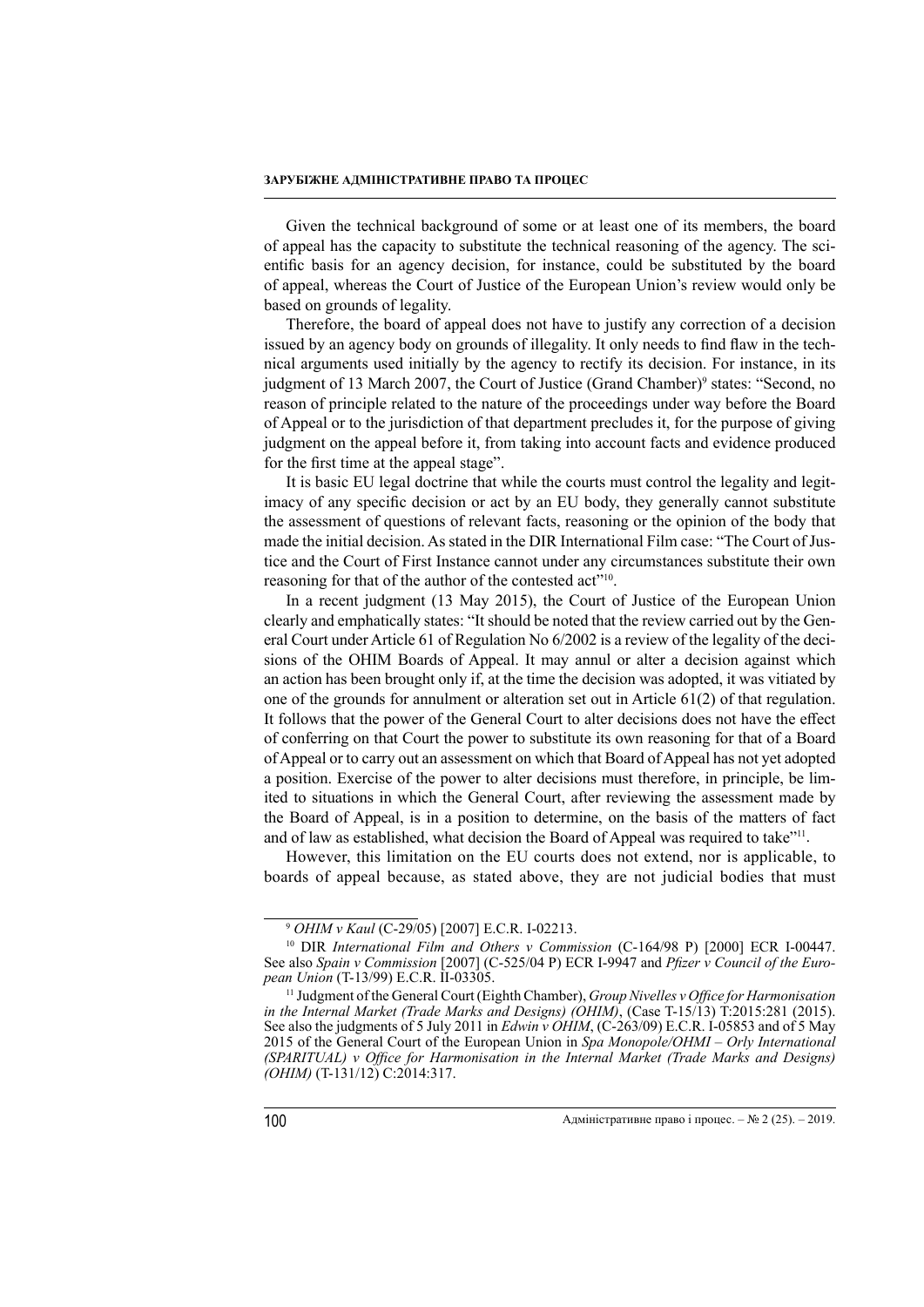Given the technical background of some or at least one of its members, the board of appeal has the capacity to substitute the technical reasoning of the agency. The scientific basis for an agency decision, for instance, could be substituted by the board of appeal, whereas the Court of Justice of the European Union's review would only be based on grounds of legality.

Therefore, the board of appeal does not have to justify any correction of a decision issued by an agency body on grounds of illegality. It only needs to find flaw in the technical arguments used initially by the agency to rectify its decision. For instance, in its judgment of 13 March 2007, the Court of Justice (Grand Chamber)[9] states: "Second, no reason of principle related to the nature of the proceedings under way before the Board of Appeal or to the jurisdiction of that department precludes it, for the purpose of giving judgment on the appeal before it, from taking into account facts and evidence produced for the first time at the appeal stage".

It is basic EU legal doctrine that while the courts must control the legality and legitimacy of any specific decision or act by an EU body, they generally cannot substitute the assessment of questions of relevant facts, reasoning or the opinion of the body that made the initial decision. As stated in the DIR International Film case: "The Court of Justice and the Court of First Instance cannot under any circumstances substitute their own reasoning for that of the author of the contested act"[10].

In a recent judgment (13 May 2015), the Court of Justice of the European Union clearly and emphatically states: "It should be noted that the review carried out by the General Court under Article 61 of Regulation No 6/2002 is a review of the legality of the decisions of the OHIM Boards of Appeal. It may annul or alter a decision against which an action has been brought only if, at the time the decision was adopted, it was vitiated by one of the grounds for annulment or alteration set out in Article 61(2) of that regulation. It follows that the power of the General Court to alter decisions does not have the effect of conferring on that Court the power to substitute its own reasoning for that of a Board of Appeal or to carry out an assessment on which that Board of Appeal has not yet adopted a position. Exercise of the power to alter decisions must therefore, in principle, be limited to situations in which the General Court, after reviewing the assessment made by the Board of Appeal, is in a position to determine, on the basis of the matters of fact and of law as established, what decision the Board of Appeal was required to take"[11].

However, this limitation on the EU courts does not extend, nor is applicable, to boards of appeal because, as stated above, they are not judicial bodies that must

---

[9] *OHIM v Kaul* (C-29/05) [2007] E.C.R. I-02213.

[10] DIR *International Film and Others v Commission* (C-164/98 P) [2000] ECR I-00447. See also *Spain v Commission* [2007] (C-525/04 P) ECR I-9947 and *Pfizer v Council of the European Union* (T-13/99) E.C.R. II-03305.

[11] Judgment of the General Court (Eighth Chamber), *Group Nivelles v Office for Harmonisation in the Internal Market (Trade Marks and Designs) (OHIM)*, (Case T-15/13) T:2015:281 (2015). See also the judgments of 5 July 2011 in *Edwin v OHIM*, (C-263/09) E.C.R. I-05853 and of 5 May 2015 of the General Court of the European Union in *Spa Monopole/OHMI – Orly International (SPARITUAL) v Office for Harmonisation in the Internal Market (Trade Marks and Designs) (OHIM)* (T-131/12) C:2014:317.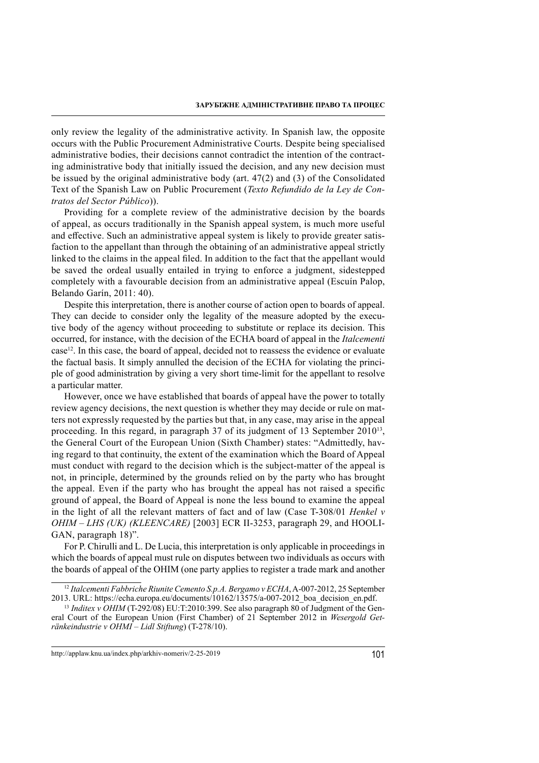only review the legality of the administrative activity. In Spanish law, the opposite occurs with the Public Procurement Administrative Courts. Despite being specialised administrative bodies, their decisions cannot contradict the intention of the contracting administrative body that initially issued the decision, and any new decision must be issued by the original administrative body (art. 47(2) and (3) of the Consolidated Text of the Spanish Law on Public Procurement (*Texto Refundido de la Ley de Contratos del Sector Público*)).

Providing for a complete review of the administrative decision by the boards of appeal, as occurs traditionally in the Spanish appeal system, is much more useful and effective. Such an administrative appeal system is likely to provide greater satisfaction to the appellant than through the obtaining of an administrative appeal strictly linked to the claims in the appeal filed. In addition to the fact that the appellant would be saved the ordeal usually entailed in trying to enforce a judgment, sidestepped completely with a favourable decision from an administrative appeal (Escuín Palop, Belando Garín, 2011: 40).

Despite this interpretation, there is another course of action open to boards of appeal. They can decide to consider only the legality of the measure adopted by the executive body of the agency without proceeding to substitute or replace its decision. This occurred, for instance, with the decision of the ECHA board of appeal in the *Italcementi* case[12]. In this case, the board of appeal, decided not to reassess the evidence or evaluate the factual basis. It simply annulled the decision of the ECHA for violating the principle of good administration by giving a very short time-limit for the appellant to resolve a particular matter.

However, once we have established that boards of appeal have the power to totally review agency decisions, the next question is whether they may decide or rule on matters not expressly requested by the parties but that, in any case, may arise in the appeal proceeding. In this regard, in paragraph 37 of its judgment of 13 September 2010[13], the General Court of the European Union (Sixth Chamber) states: "Admittedly, having regard to that continuity, the extent of the examination which the Board of Appeal must conduct with regard to the decision which is the subject-matter of the appeal is not, in principle, determined by the grounds relied on by the party who has brought the appeal. Even if the party who has brought the appeal has not raised a specific ground of appeal, the Board of Appeal is none the less bound to examine the appeal in the light of all the relevant matters of fact and of law (Case T-308/01 *Henkel v OHIM – LHS (UK) (KLEENCARE)* [2003] ECR II-3253, paragraph 29, and HOOLIGAN, paragraph 18)".

For P. Chirulli and L. De Lucia, this interpretation is only applicable in proceedings in which the boards of appeal must rule on disputes between two individuals as occurs with the boards of appeal of the OHIM (one party applies to register a trade mark and another

---

[12] *Italcementi Fabbriche Riunite Cemento S.p.A. Bergamo v ECHA*, A-007-2012, 25 September 2013. URL: https://echa.europa.eu/documents/10162/13575/a-007-2012_boa_decision_en.pdf.

[13] *Inditex v OHIM* (T-292/08) EU:T:2010:399. See also paragraph 80 of Judgment of the General Court of the European Union (First Chamber) of 21 September 2012 in *Wesergold Getränkeindustrie v OHMI – Lidl Stiftung*) (T-278/10).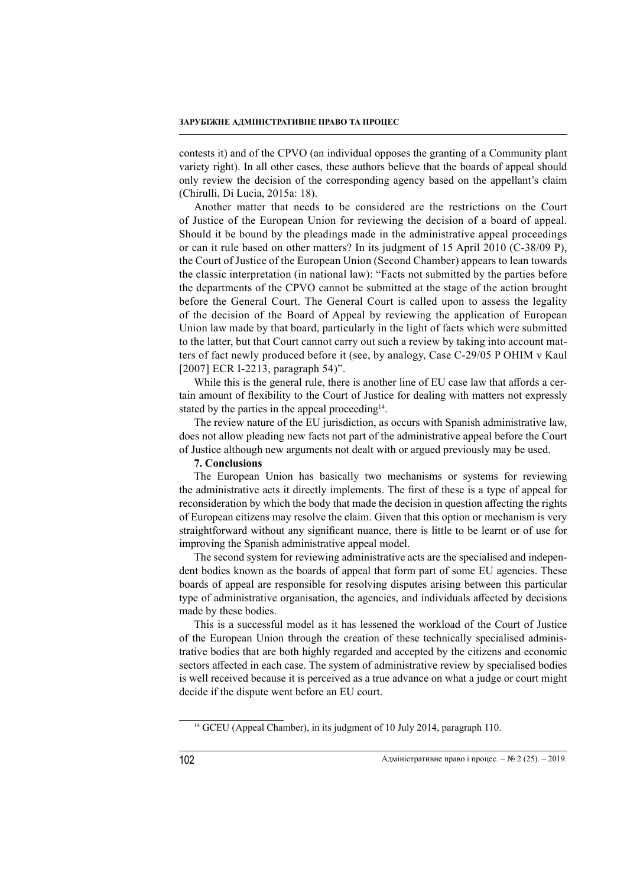contests it) and of the CPVO (an individual opposes the granting of a Community plant variety right). In all other cases, these authors believe that the boards of appeal should only review the decision of the corresponding agency based on the appellant's claim (Chirulli, Di Lucia, 2015a: 18).

Another matter that needs to be considered are the restrictions on the Court of Justice of the European Union for reviewing the decision of a board of appeal. Should it be bound by the pleadings made in the administrative appeal proceedings or can it rule based on other matters? In its judgment of 15 April 2010 (C-38/09 P), the Court of Justice of the European Union (Second Chamber) appears to lean towards the classic interpretation (in national law): "Facts not submitted by the parties before the departments of the CPVO cannot be submitted at the stage of the action brought before the General Court. The General Court is called upon to assess the legality of the decision of the Board of Appeal by reviewing the application of European Union law made by that board, particularly in the light of facts which were submitted to the latter, but that Court cannot carry out such a review by taking into account matters of fact newly produced before it (see, by analogy, Case C-29/05 P OHIM v Kaul [2007] ECR I-2213, paragraph 54)".

While this is the general rule, there is another line of EU case law that affords a certain amount of flexibility to the Court of Justice for dealing with matters not expressly stated by the parties in the appeal proceeding[14].

The review nature of the EU jurisdiction, as occurs with Spanish administrative law, does not allow pleading new facts not part of the administrative appeal before the Court of Justice although new arguments not dealt with or argued previously may be used.

## 7. Conclusions

The European Union has basically two mechanisms or systems for reviewing the administrative acts it directly implements. The first of these is a type of appeal for reconsideration by which the body that made the decision in question affecting the rights of European citizens may resolve the claim. Given that this option or mechanism is very straightforward without any significant nuance, there is little to be learnt or of use for improving the Spanish administrative appeal model.

The second system for reviewing administrative acts are the specialised and independent bodies known as the boards of appeal that form part of some EU agencies. These boards of appeal are responsible for resolving disputes arising between this particular type of administrative organisation, the agencies, and individuals affected by decisions made by these bodies.

This is a successful model as it has lessened the workload of the Court of Justice of the European Union through the creation of these technically specialised administrative bodies that are both highly regarded and accepted by the citizens and economic sectors affected in each case. The system of administrative review by specialised bodies is well received because it is perceived as a true advance on what a judge or court might decide if the dispute went before an EU court.

---

[14] GCEU (Appeal Chamber), in its judgment of 10 July 2014, paragraph 110.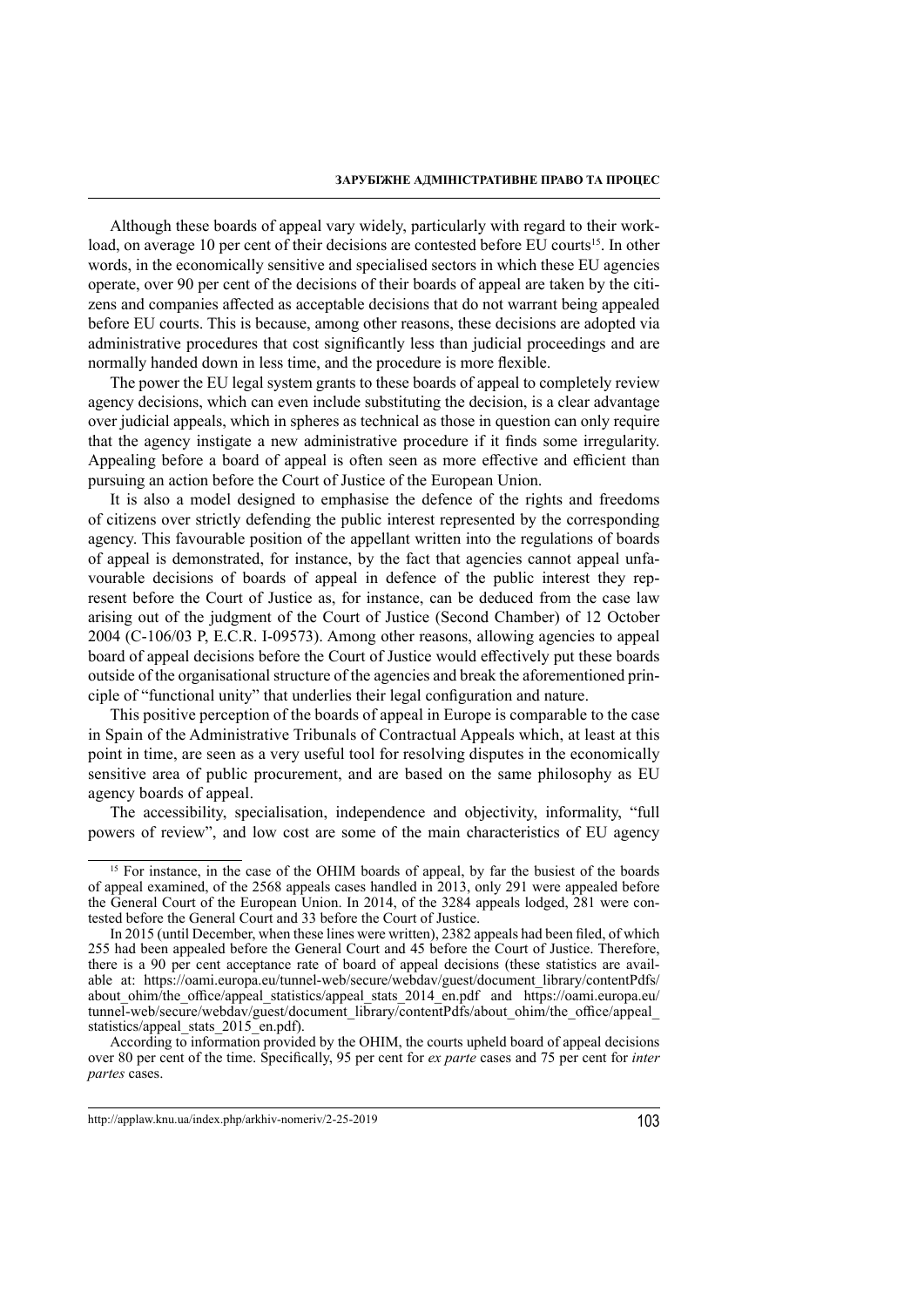Although these boards of appeal vary widely, particularly with regard to their workload, on average 10 per cent of their decisions are contested before EU courts[15]. In other words, in the economically sensitive and specialised sectors in which these EU agencies operate, over 90 per cent of the decisions of their boards of appeal are taken by the citizens and companies affected as acceptable decisions that do not warrant being appealed before EU courts. This is because, among other reasons, these decisions are adopted via administrative procedures that cost significantly less than judicial proceedings and are normally handed down in less time, and the procedure is more flexible.

The power the EU legal system grants to these boards of appeal to completely review agency decisions, which can even include substituting the decision, is a clear advantage over judicial appeals, which in spheres as technical as those in question can only require that the agency instigate a new administrative procedure if it finds some irregularity. Appealing before a board of appeal is often seen as more effective and efficient than pursuing an action before the Court of Justice of the European Union.

It is also a model designed to emphasise the defence of the rights and freedoms of citizens over strictly defending the public interest represented by the corresponding agency. This favourable position of the appellant written into the regulations of boards of appeal is demonstrated, for instance, by the fact that agencies cannot appeal unfavourable decisions of boards of appeal in defence of the public interest they represent before the Court of Justice as, for instance, can be deduced from the case law arising out of the judgment of the Court of Justice (Second Chamber) of 12 October 2004 (C-106/03 P, E.C.R. I-09573). Among other reasons, allowing agencies to appeal board of appeal decisions before the Court of Justice would effectively put these boards outside of the organisational structure of the agencies and break the aforementioned principle of "functional unity" that underlies their legal configuration and nature.

This positive perception of the boards of appeal in Europe is comparable to the case in Spain of the Administrative Tribunals of Contractual Appeals which, at least at this point in time, are seen as a very useful tool for resolving disputes in the economically sensitive area of public procurement, and are based on the same philosophy as EU agency boards of appeal.

The accessibility, specialisation, independence and objectivity, informality, "full powers of review", and low cost are some of the main characteristics of EU agency

---

[15] For instance, in the case of the OHIM boards of appeal, by far the busiest of the boards of appeal examined, of the 2568 appeals cases handled in 2013, only 291 were appealed before the General Court of the European Union. In 2014, of the 3284 appeals lodged, 281 were contested before the General Court and 33 before the Court of Justice.

In 2015 (until December, when these lines were written), 2382 appeals had been filed, of which 255 had been appealed before the General Court and 45 before the Court of Justice. Therefore, there is a 90 per cent acceptance rate of board of appeal decisions (these statistics are available at: https://oami.europa.eu/tunnel-web/secure/webdav/guest/document_library/contentPdfs/about_ohim/the_office/appeal_statistics/appeal_stats_2014_en.pdf and https://oami.europa.eu/tunnel-web/secure/webdav/guest/document_library/contentPdfs/about_ohim/the_office/appeal_statistics/appeal_stats_2015_en.pdf).

According to information provided by the OHIM, the courts upheld board of appeal decisions over 80 per cent of the time. Specifically, 95 per cent for *ex parte* cases and 75 per cent for *inter partes* cases.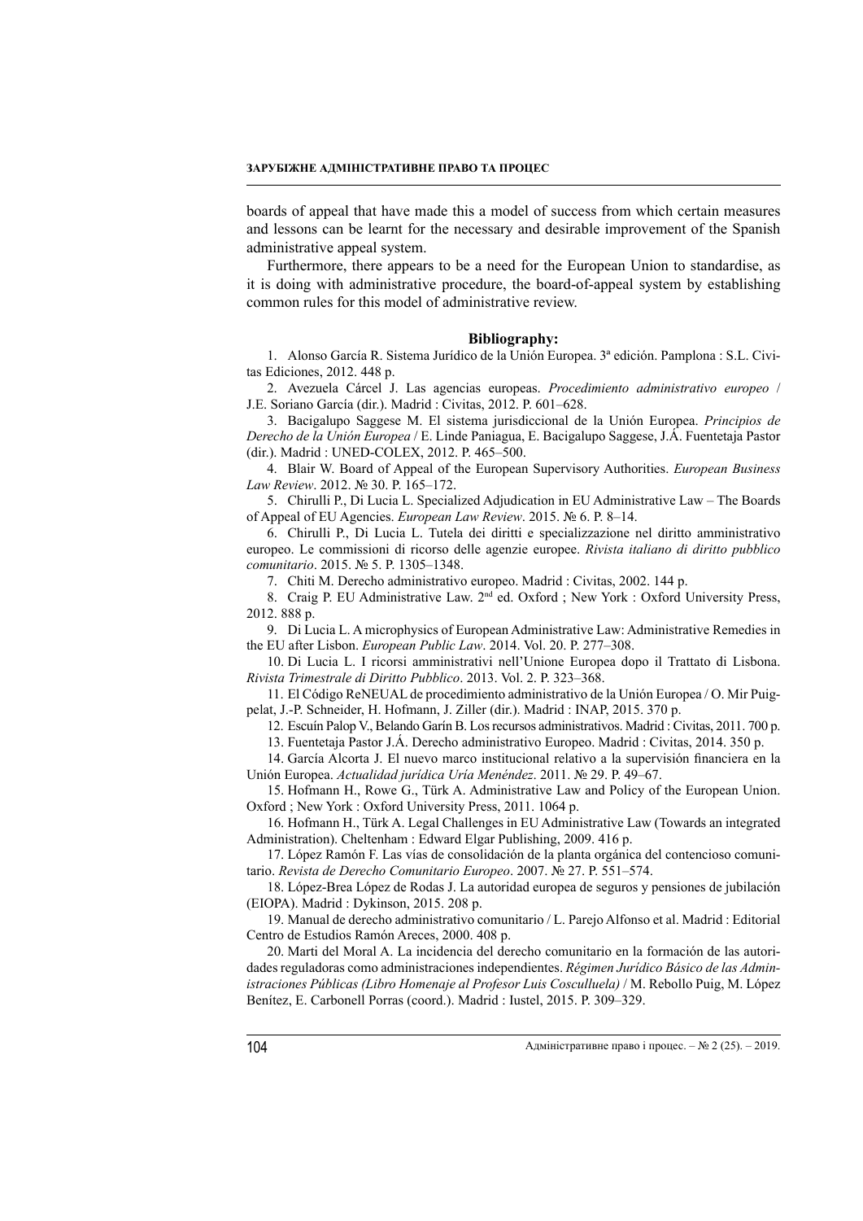boards of appeal that have made this a model of success from which certain measures and lessons can be learnt for the necessary and desirable improvement of the Spanish administrative appeal system.

Furthermore, there appears to be a need for the European Union to standardise, as it is doing with administrative procedure, the board-of-appeal system by establishing common rules for this model of administrative review.

**Bibliography:**

1. Alonso García R. Sistema Jurídico de la Unión Europea. 3ª edición. Pamplona : S.L. Civitas Ediciones, 2012. 448 p.
2. Avezuela Cárcel J. Las agencias europeas. *Procedimiento administrativo europeo* / J.E. Soriano García (dir.). Madrid : Civitas, 2012. P. 601–628.
3. Bacigalupo Saggese M. El sistema jurisdiccional de la Unión Europea. *Principios de Derecho de la Unión Europea* / E. Linde Paniagua, E. Bacigalupo Saggese, J.Á. Fuentetaja Pastor (dir.). Madrid : UNED-COLEX, 2012. P. 465–500.
4. Blair W. Board of Appeal of the European Supervisory Authorities. *European Business Law Review*. 2012. № 30. P. 165–172.
5. Chirulli P., Di Lucia L. Specialized Adjudication in EU Administrative Law – The Boards of Appeal of EU Agencies. *European Law Review*. 2015. № 6. P. 8–14.
6. Chirulli P., Di Lucia L. Tutela dei diritti e specializzazione nel diritto amministrativo europeo. Le commissioni di ricorso delle agenzie europee. *Rivista italiano di diritto pubblico comunitario*. 2015. № 5. P. 1305–1348.
7. Chiti M. Derecho administrativo europeo. Madrid : Civitas, 2002. 144 p.
8. Craig P. EU Administrative Law. 2nd ed. Oxford ; New York : Oxford University Press, 2012. 888 p.
9. Di Lucia L. A microphysics of European Administrative Law: Administrative Remedies in the EU after Lisbon. *European Public Law*. 2014. Vol. 20. P. 277–308.
10. Di Lucia L. I ricorsi amministrativi nell'Unione Europea dopo il Trattato di Lisbona. *Rivista Trimestrale di Diritto Pubblico*. 2013. Vol. 2. P. 323–368.
11. El Código ReNEUAL de procedimiento administrativo de la Unión Europea / O. Mir Puigpelat, J.-P. Schneider, H. Hofmann, J. Ziller (dir.). Madrid : INAP, 2015. 370 p.
12. Escuín Palop V., Belando Garín B. Los recursos administrativos. Madrid : Civitas, 2011. 700 p.
13. Fuentetaja Pastor J.Á. Derecho administrativo Europeo. Madrid : Civitas, 2014. 350 p.
14. García Alcorta J. El nuevo marco institucional relativo a la supervisión financiera en la Unión Europea. *Actualidad jurídica Uría Menéndez*. 2011. № 29. P. 49–67.
15. Hofmann H., Rowe G., Türk A. Administrative Law and Policy of the European Union. Oxford ; New York : Oxford University Press, 2011. 1064 p.
16. Hofmann H., Türk A. Legal Challenges in EU Administrative Law (Towards an integrated Administration). Cheltenham : Edward Elgar Publishing, 2009. 416 p.
17. López Ramón F. Las vías de consolidación de la planta orgánica del contencioso comunitario. *Revista de Derecho Comunitario Europeo*. 2007. № 27. P. 551–574.
18. López-Brea López de Rodas J. La autoridad europea de seguros y pensiones de jubilación (EIOPA). Madrid : Dykinson, 2015. 208 p.
19. Manual de derecho administrativo comunitario / L. Parejo Alfonso et al. Madrid : Editorial Centro de Estudios Ramón Areces, 2000. 408 p.
20. Marti del Moral A. La incidencia del derecho comunitario en la formación de las autoridades reguladoras como administraciones independientes. *Régimen Jurídico Básico de las Administraciones Públicas (Libro Homenaje al Profesor Luis Cosculluela)* / M. Rebollo Puig, M. López Benítez, E. Carbonell Porras (coord.). Madrid : Iustel, 2015. P. 309–329.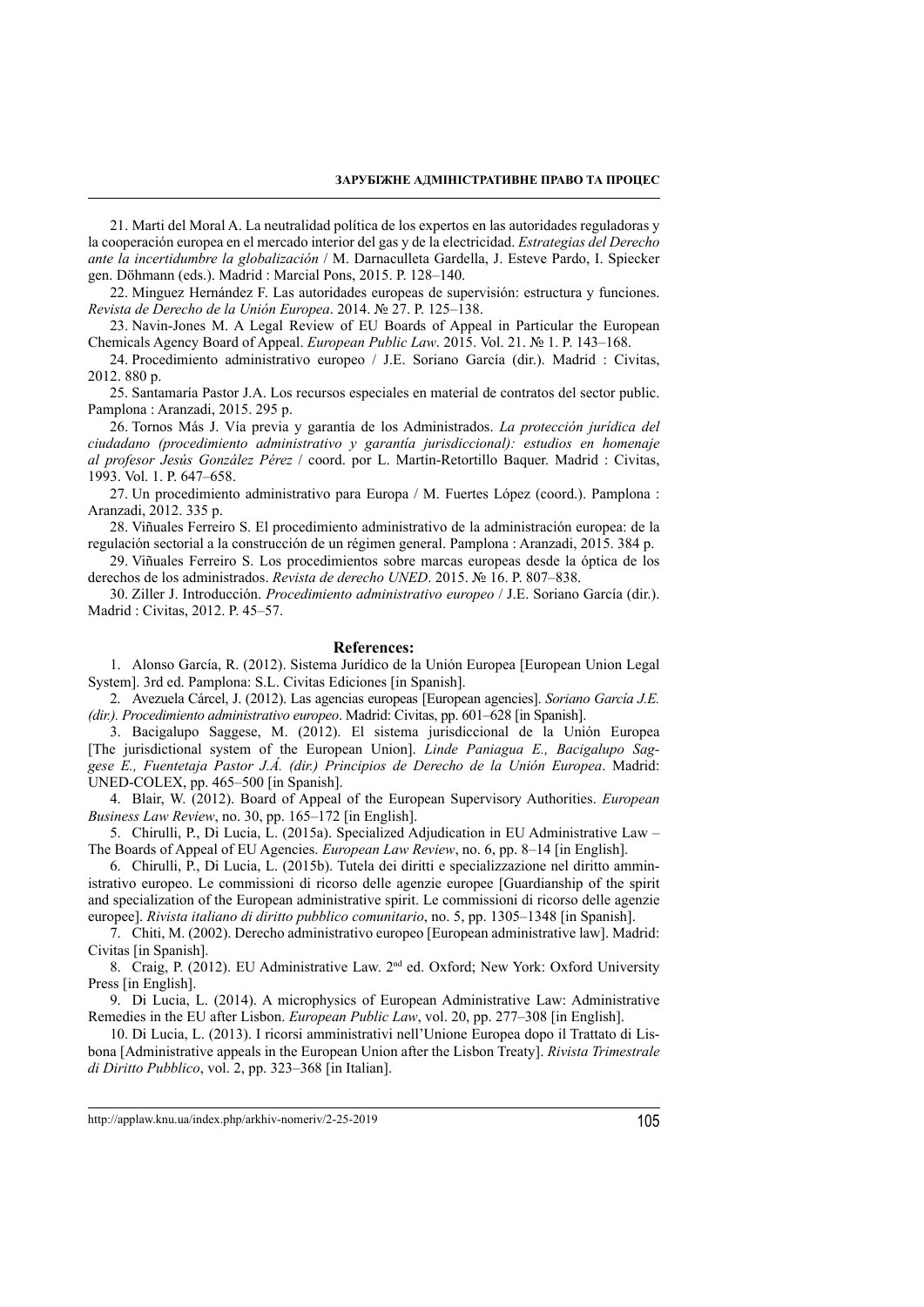21. Marti del Moral A. La neutralidad política de los expertos en las autoridades reguladoras y la cooperación europea en el mercado interior del gas y de la electricidad. *Estrategias del Derecho ante la incertidumbre la globalización* / M. Darnaculleta Gardella, J. Esteve Pardo, I. Spiecker gen. Döhmann (eds.). Madrid : Marcial Pons, 2015. P. 128–140.

22. Minguez Hernández F. Las autoridades europeas de supervisión: estructura y funciones. *Revista de Derecho de la Unión Europea*. 2014. № 27. P. 125–138.

23. Navin-Jones M. A Legal Review of EU Boards of Appeal in Particular the European Chemicals Agency Board of Appeal. *European Public Law*. 2015. Vol. 21. № 1. P. 143–168.

24. Procedimiento administrativo europeo / J.E. Soriano García (dir.). Madrid : Civitas, 2012. 880 p.

25. Santamaría Pastor J.A. Los recursos especiales en material de contratos del sector public. Pamplona : Aranzadi, 2015. 295 p.

26. Tornos Más J. Vía previa y garantía de los Administrados. *La protección jurídica del ciudadano (procedimiento administrativo y garantía jurisdiccional): estudios en homenaje al profesor Jesús González Pérez* / coord. por L. Martín-Retortillo Baquer. Madrid : Civitas, 1993. Vol. 1. P. 647–658.

27. Un procedimiento administrativo para Europa / M. Fuertes López (coord.). Pamplona : Aranzadi, 2012. 335 p.

28. Viñuales Ferreiro S. El procedimiento administrativo de la administración europea: de la regulación sectorial a la construcción de un régimen general. Pamplona : Aranzadi, 2015. 384 p.

29. Viñuales Ferreiro S. Los procedimientos sobre marcas europeas desde la óptica de los derechos de los administrados. *Revista de derecho UNED*. 2015. № 16. P. 807–838.

30. Ziller J. Introducción. *Procedimiento administrativo europeo* / J.E. Soriano García (dir.). Madrid : Civitas, 2012. P. 45–57.

## References:

1. Alonso García, R. (2012). Sistema Jurídico de la Unión Europea [European Union Legal System]. 3rd ed. Pamplona: S.L. Civitas Ediciones [in Spanish].

2. Avezuela Cárcel, J. (2012). Las agencias europeas [European agencies]. *Soriano García J.E. (dir.). Procedimiento administrativo europeo*. Madrid: Civitas, pp. 601–628 [in Spanish].

3. Bacigalupo Saggese, M. (2012). El sistema jurisdiccional de la Unión Europea [The jurisdictional system of the European Union]. *Linde Paniagua E., Bacigalupo Saggese E., Fuentetaja Pastor J.Á. (dir.) Principios de Derecho de la Unión Europea*. Madrid: UNED-COLEX, pp. 465–500 [in Spanish].

4. Blair, W. (2012). Board of Appeal of the European Supervisory Authorities. *European Business Law Review*, no. 30, pp. 165–172 [in English].

5. Chirulli, P., Di Lucia, L. (2015a). Specialized Adjudication in EU Administrative Law – The Boards of Appeal of EU Agencies. *European Law Review*, no. 6, pp. 8–14 [in English].

6. Chirulli, P., Di Lucia, L. (2015b). Tutela dei diritti e specializzazione nel diritto amministrativo europeo. Le commissioni di ricorso delle agenzie europee [Guardianship of the spirit and specialization of the European administrative spirit. Le commissioni di ricorso delle agenzie europee]. *Rivista italiano di diritto pubblico comunitario*, no. 5, pp. 1305–1348 [in Spanish].

7. Chiti, M. (2002). Derecho administrativo europeo [European administrative law]. Madrid: Civitas [in Spanish].

8. Craig, P. (2012). EU Administrative Law. 2nd ed. Oxford; New York: Oxford University Press [in English].

9. Di Lucia, L. (2014). A microphysics of European Administrative Law: Administrative Remedies in the EU after Lisbon. *European Public Law*, vol. 20, pp. 277–308 [in English].

10. Di Lucia, L. (2013). I ricorsi amministrativi nell'Unione Europea dopo il Trattato di Lisbona [Administrative appeals in the European Union after the Lisbon Treaty]. *Rivista Trimestrale di Diritto Pubblico*, vol. 2, pp. 323–368 [in Italian].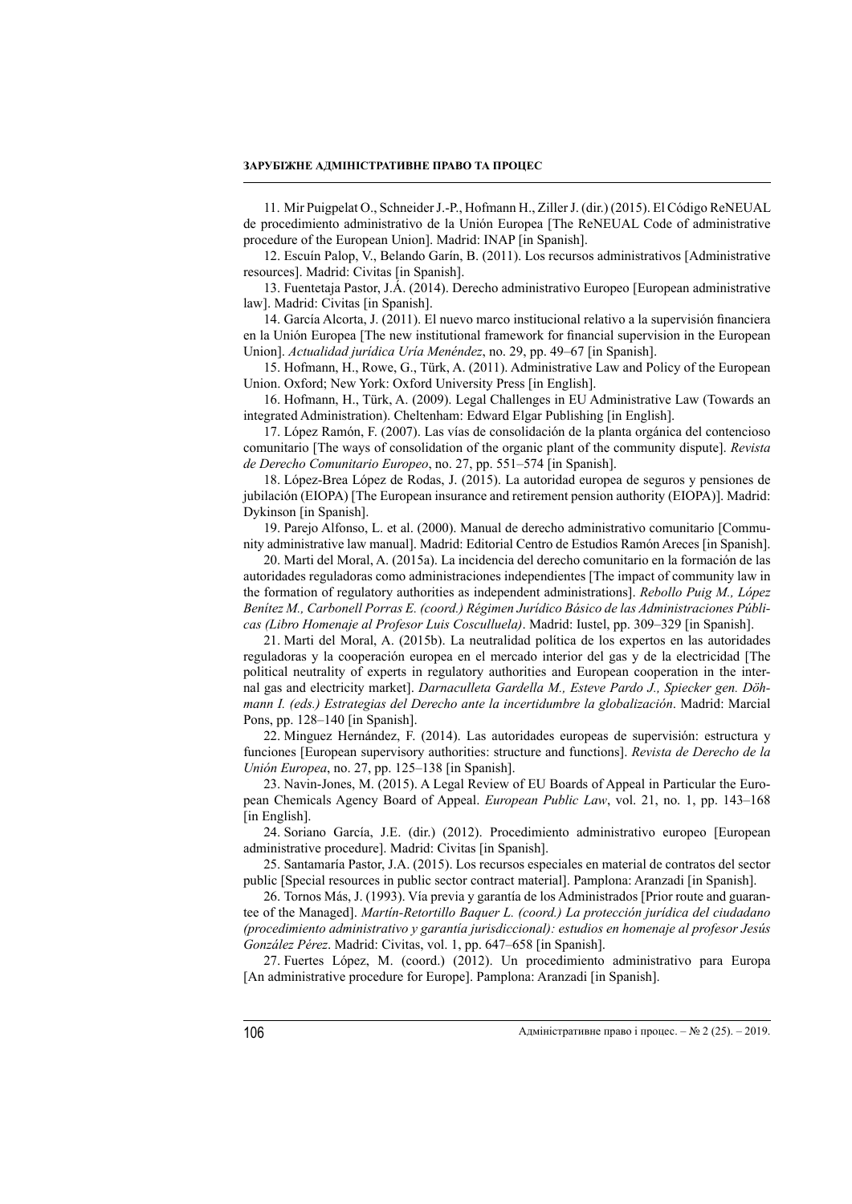11. Mir Puigpelat O., Schneider J.-P., Hofmann H., Ziller J. (dir.) (2015). El Código ReNEUAL de procedimiento administrativo de la Unión Europea [The ReNEUAL Code of administrative procedure of the European Union]. Madrid: INAP [in Spanish].

12. Escuín Palop, V., Belando Garín, B. (2011). Los recursos administrativos [Administrative resources]. Madrid: Civitas [in Spanish].

13. Fuentetaja Pastor, J.Á. (2014). Derecho administrativo Europeo [European administrative law]. Madrid: Civitas [in Spanish].

14. García Alcorta, J. (2011). El nuevo marco institucional relativo a la supervisión financiera en la Unión Europea [The new institutional framework for financial supervision in the European Union]. *Actualidad jurídica Uría Menéndez*, no. 29, pp. 49–67 [in Spanish].

15. Hofmann, H., Rowe, G., Türk, A. (2011). Administrative Law and Policy of the European Union. Oxford; New York: Oxford University Press [in English].

16. Hofmann, H., Türk, A. (2009). Legal Challenges in EU Administrative Law (Towards an integrated Administration). Cheltenham: Edward Elgar Publishing [in English].

17. López Ramón, F. (2007). Las vías de consolidación de la planta orgánica del contencioso comunitario [The ways of consolidation of the organic plant of the community dispute]. *Revista de Derecho Comunitario Europeo*, no. 27, pp. 551–574 [in Spanish].

18. López-Brea López de Rodas, J. (2015). La autoridad europea de seguros y pensiones de jubilación (EIOPA) [The European insurance and retirement pension authority (EIOPA)]. Madrid: Dykinson [in Spanish].

19. Parejo Alfonso, L. et al. (2000). Manual de derecho administrativo comunitario [Community administrative law manual]. Madrid: Editorial Centro de Estudios Ramón Areces [in Spanish].

20. Marti del Moral, A. (2015a). La incidencia del derecho comunitario en la formación de las autoridades reguladoras como administraciones independientes [The impact of community law in the formation of regulatory authorities as independent administrations]. *Rebollo Puig M., López Benítez M., Carbonell Porras E. (coord.) Régimen Jurídico Básico de las Administraciones Públicas (Libro Homenaje al Profesor Luis Cosculluela)*. Madrid: Iustel, pp. 309–329 [in Spanish].

21. Marti del Moral, A. (2015b). La neutralidad política de los expertos en las autoridades reguladoras y la cooperación europea en el mercado interior del gas y de la electricidad [The political neutrality of experts in regulatory authorities and European cooperation in the internal gas and electricity market]. *Darnaculleta Gardella M., Esteve Pardo J., Spiecker gen. Döhmann I. (eds.) Estrategias del Derecho ante la incertidumbre la globalización*. Madrid: Marcial Pons, pp. 128–140 [in Spanish].

22. Minguez Hernández, F. (2014). Las autoridades europeas de supervisión: estructura y funciones [European supervisory authorities: structure and functions]. *Revista de Derecho de la Unión Europea*, no. 27, pp. 125–138 [in Spanish].

23. Navin-Jones, M. (2015). A Legal Review of EU Boards of Appeal in Particular the European Chemicals Agency Board of Appeal. *European Public Law*, vol. 21, no. 1, pp. 143–168 [in English].

24. Soriano García, J.E. (dir.) (2012). Procedimiento administrativo europeo [European administrative procedure]. Madrid: Civitas [in Spanish].

25. Santamaría Pastor, J.A. (2015). Los recursos especiales en material de contratos del sector public [Special resources in public sector contract material]. Pamplona: Aranzadi [in Spanish].

26. Tornos Más, J. (1993). Vía previa y garantía de los Administrados [Prior route and guarantee of the Managed]. *Martín-Retortillo Baquer L. (coord.) La protección jurídica del ciudadano (procedimiento administrativo y garantía jurisdiccional): estudios en homenaje al profesor Jesús González Pérez*. Madrid: Civitas, vol. 1, pp. 647–658 [in Spanish].

27. Fuertes López, M. (coord.) (2012). Un procedimiento administrativo para Europa [An administrative procedure for Europe]. Pamplona: Aranzadi [in Spanish].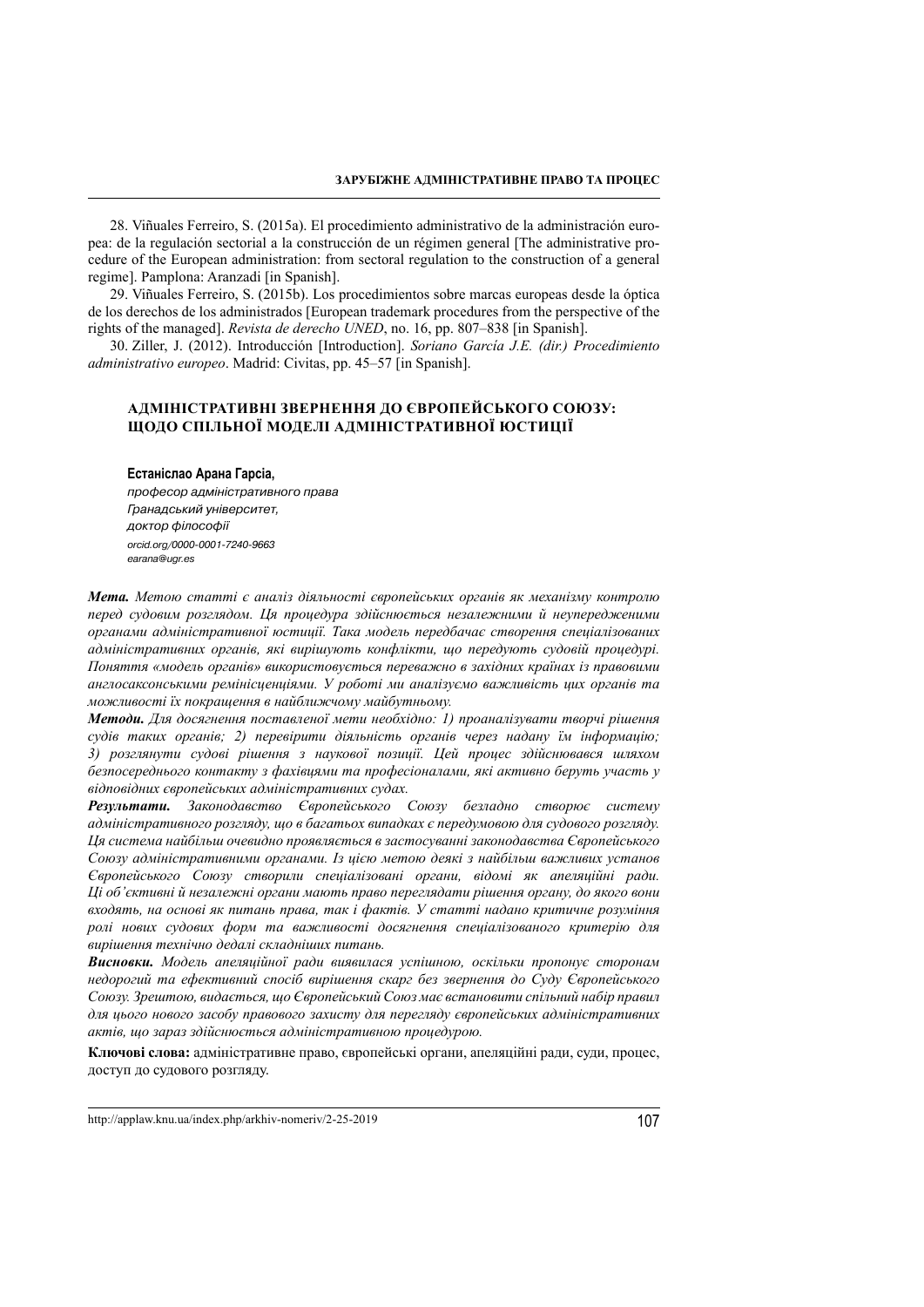28. Viñuales Ferreiro, S. (2015a). El procedimiento administrativo de la administración europea: de la regulación sectorial a la construcción de un régimen general [The administrative procedure of the European administration: from sectoral regulation to the construction of a general regime]. Pamplona: Aranzadi [in Spanish].

29. Viñuales Ferreiro, S. (2015b). Los procedimientos sobre marcas europeas desde la óptica de los derechos de los administrados [European trademark procedures from the perspective of the rights of the managed]. *Revista de derecho UNED*, no. 16, pp. 807–838 [in Spanish].

30. Ziller, J. (2012). Introducción [Introduction]. *Soriano García J.E. (dir.) Procedimiento administrativo europeo*. Madrid: Civitas, pp. 45–57 [in Spanish].

## АДМІНІСТРАТИВНІ ЗВЕРНЕННЯ ДО ЄВРОПЕЙСЬКОГО СОЮЗУ: ЩОДО СПІЛЬНОЇ МОДЕЛІ АДМІНІСТРАТИВНОЇ ЮСТИЦІЇ

**Естаніслао Арана Гарсіа,**
*професор адміністративного права*
*Гранадський університет,*
*доктор філософії*
*orcid.org/0000-0001-7240-9663*
*earana@ugr.es*

***Мета.*** *Метою статті є аналіз діяльності європейських органів як механізму контролю перед судовим розглядом. Ця процедура здійснюється незалежними й неупередженими органами адміністративної юстиції. Така модель передбачає створення спеціалізованих адміністративних органів, які вирішують конфлікти, що передують судовій процедурі. Поняття «модель органів» використовується переважно в західних країнах із правовими англосаксонськими ремінісценціями. У роботі ми аналізуємо важливість цих органів та можливості їх покращення в найближчому майбутньому.*

***Методи.*** *Для досягнення поставленої мети необхідно: 1) проаналізувати творчі рішення судів таких органів; 2) перевірити діяльність органів через надану їм інформацію; 3) розглянути судові рішення з наукової позиції. Цей процес здійснювався шляхом безпосереднього контакту з фахівцями та професіоналами, які активно беруть участь у відповідних європейських адміністративних судах.*

***Результати.*** *Законодавство Європейського Союзу безладно створює систему адміністративного розгляду, що в багатьох випадках є передумовою для судового розгляду. Ця система найбільш очевидно проявляється в застосуванні законодавства Європейського Союзу адміністративними органами. Із цією метою деякі з найбільш важливих установ Європейського Союзу створили спеціалізовані органи, відомі як апеляційні ради. Ці об'єктивні й незалежні органи мають право переглядати рішення органу, до якого вони входять, на основі як питань права, так і фактів. У статті надано критичне розуміння ролі нових судових форм та важливості досягнення спеціалізованого критерію для вирішення технічно дедалі складніших питань.*

***Висновки.*** *Модель апеляційної ради виявилася успішною, оскільки пропонує сторонам недорогий та ефективний спосіб вирішення скарг без звернення до Суду Європейського Союзу. Зрештою, видається, що Європейський Союз має встановити спільний набір правил для цього нового засобу правового захисту для перегляду європейських адміністративних актів, що зараз здійснюється адміністративною процедурою.*

**Ключові слова:** адміністративне право, європейські органи, апеляційні ради, суди, процес, доступ до судового розгляду.